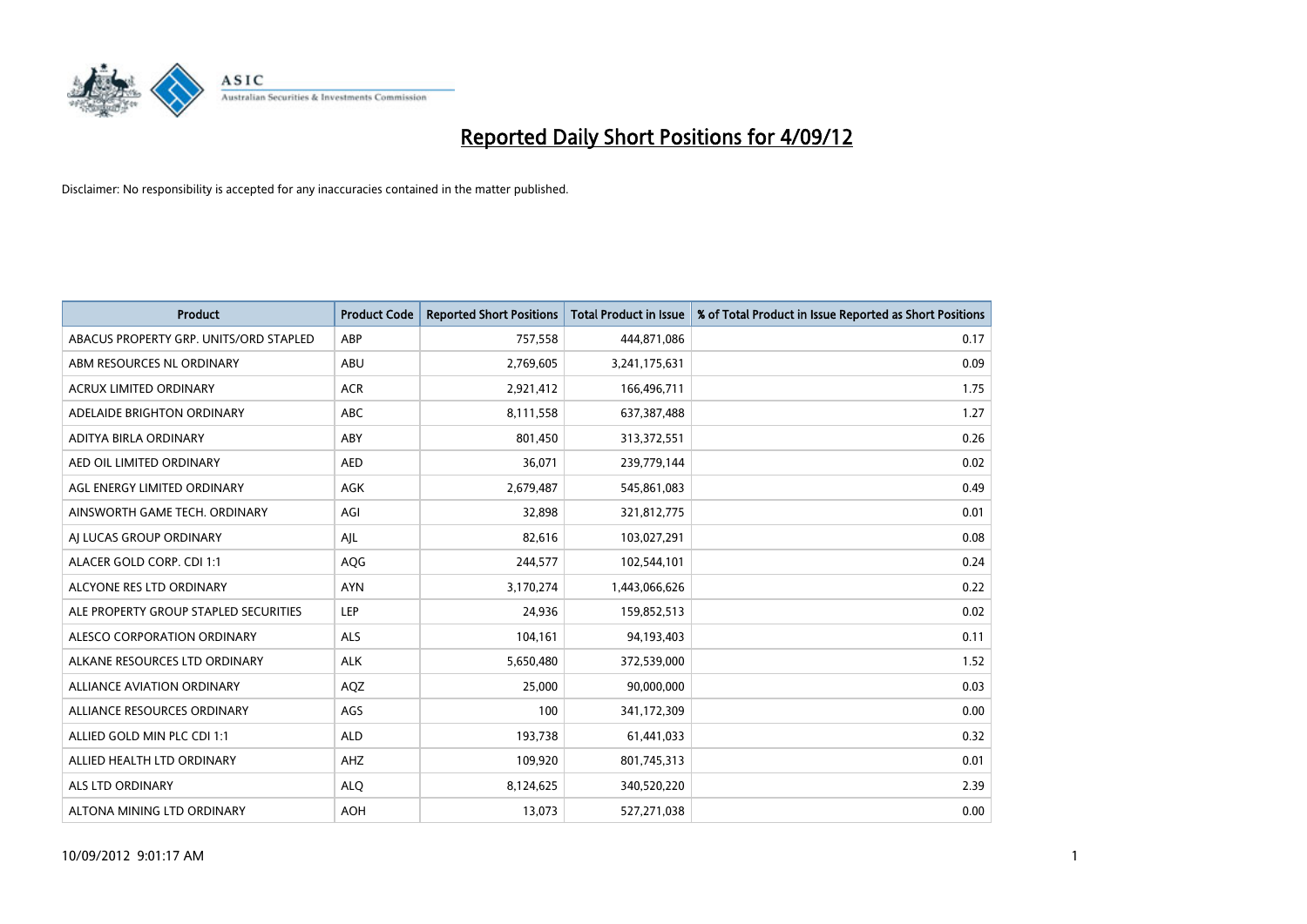# Reported Daily Short Positions for 4/09/12

Disclaimer: No responsibility is accepted for any inaccuracies contained in the matter published.

| Product | Product Code | Reported Short Positions | Total Product in Issue | % of Total Product in Issue Reported as Short Positions |
|---|---|---|---|---|
| ABACUS PROPERTY GRP. UNITS/ORD STAPLED | ABP | 757,558 | 444,871,086 | 0.17 |
| ABM RESOURCES NL ORDINARY | ABU | 2,769,605 | 3,241,175,631 | 0.09 |
| ACRUX LIMITED ORDINARY | ACR | 2,921,412 | 166,496,711 | 1.75 |
| ADELAIDE BRIGHTON ORDINARY | ABC | 8,111,558 | 637,387,488 | 1.27 |
| ADITYA BIRLA ORDINARY | ABY | 801,450 | 313,372,551 | 0.26 |
| AED OIL LIMITED ORDINARY | AED | 36,071 | 239,779,144 | 0.02 |
| AGL ENERGY LIMITED ORDINARY | AGK | 2,679,487 | 545,861,083 | 0.49 |
| AINSWORTH GAME TECH. ORDINARY | AGI | 32,898 | 321,812,775 | 0.01 |
| AJ LUCAS GROUP ORDINARY | AJL | 82,616 | 103,027,291 | 0.08 |
| ALACER GOLD CORP. CDI 1:1 | AQG | 244,577 | 102,544,101 | 0.24 |
| ALCYONE RES LTD ORDINARY | AYN | 3,170,274 | 1,443,066,626 | 0.22 |
| ALE PROPERTY GROUP STAPLED SECURITIES | LEP | 24,936 | 159,852,513 | 0.02 |
| ALESCO CORPORATION ORDINARY | ALS | 104,161 | 94,193,403 | 0.11 |
| ALKANE RESOURCES LTD ORDINARY | ALK | 5,650,480 | 372,539,000 | 1.52 |
| ALLIANCE AVIATION ORDINARY | AQZ | 25,000 | 90,000,000 | 0.03 |
| ALLIANCE RESOURCES ORDINARY | AGS | 100 | 341,172,309 | 0.00 |
| ALLIED GOLD MIN PLC CDI 1:1 | ALD | 193,738 | 61,441,033 | 0.32 |
| ALLIED HEALTH LTD ORDINARY | AHZ | 109,920 | 801,745,313 | 0.01 |
| ALS LTD ORDINARY | ALQ | 8,124,625 | 340,520,220 | 2.39 |
| ALTONA MINING LTD ORDINARY | AOH | 13,073 | 527,271,038 | 0.00 |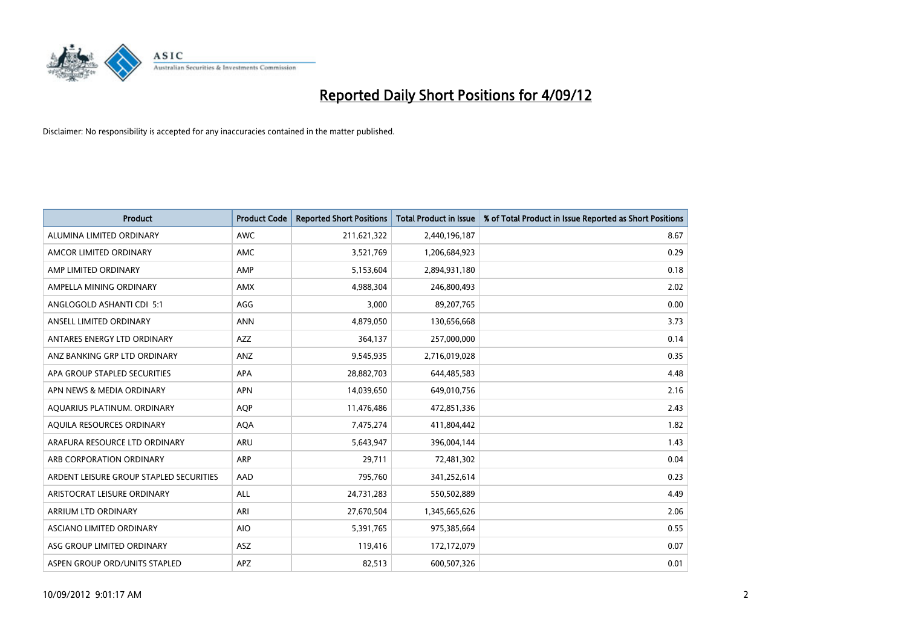# Reported Daily Short Positions for 4/09/12

Disclaimer: No responsibility is accepted for any inaccuracies contained in the matter published.

| Product | Product Code | Reported Short Positions | Total Product in Issue | % of Total Product in Issue Reported as Short Positions |
|---|---|---|---|---|
| ALUMINA LIMITED ORDINARY | AWC | 211,621,322 | 2,440,196,187 | 8.67 |
| AMCOR LIMITED ORDINARY | AMC | 3,521,769 | 1,206,684,923 | 0.29 |
| AMP LIMITED ORDINARY | AMP | 5,153,604 | 2,894,931,180 | 0.18 |
| AMPELLA MINING ORDINARY | AMX | 4,988,304 | 246,800,493 | 2.02 |
| ANGLOGOLD ASHANTI CDI 5:1 | AGG | 3,000 | 89,207,765 | 0.00 |
| ANSELL LIMITED ORDINARY | ANN | 4,879,050 | 130,656,668 | 3.73 |
| ANTARES ENERGY LTD ORDINARY | AZZ | 364,137 | 257,000,000 | 0.14 |
| ANZ BANKING GRP LTD ORDINARY | ANZ | 9,545,935 | 2,716,019,028 | 0.35 |
| APA GROUP STAPLED SECURITIES | APA | 28,882,703 | 644,485,583 | 4.48 |
| APN NEWS & MEDIA ORDINARY | APN | 14,039,650 | 649,010,756 | 2.16 |
| AQUARIUS PLATINUM. ORDINARY | AQP | 11,476,486 | 472,851,336 | 2.43 |
| AQUILA RESOURCES ORDINARY | AQA | 7,475,274 | 411,804,442 | 1.82 |
| ARAFURA RESOURCE LTD ORDINARY | ARU | 5,643,947 | 396,004,144 | 1.43 |
| ARB CORPORATION ORDINARY | ARP | 29,711 | 72,481,302 | 0.04 |
| ARDENT LEISURE GROUP STAPLED SECURITIES | AAD | 795,760 | 341,252,614 | 0.23 |
| ARISTOCRAT LEISURE ORDINARY | ALL | 24,731,283 | 550,502,889 | 4.49 |
| ARRIUM LTD ORDINARY | ARI | 27,670,504 | 1,345,665,626 | 2.06 |
| ASCIANO LIMITED ORDINARY | AIO | 5,391,765 | 975,385,664 | 0.55 |
| ASG GROUP LIMITED ORDINARY | ASZ | 119,416 | 172,172,079 | 0.07 |
| ASPEN GROUP ORD/UNITS STAPLED | APZ | 82,513 | 600,507,326 | 0.01 |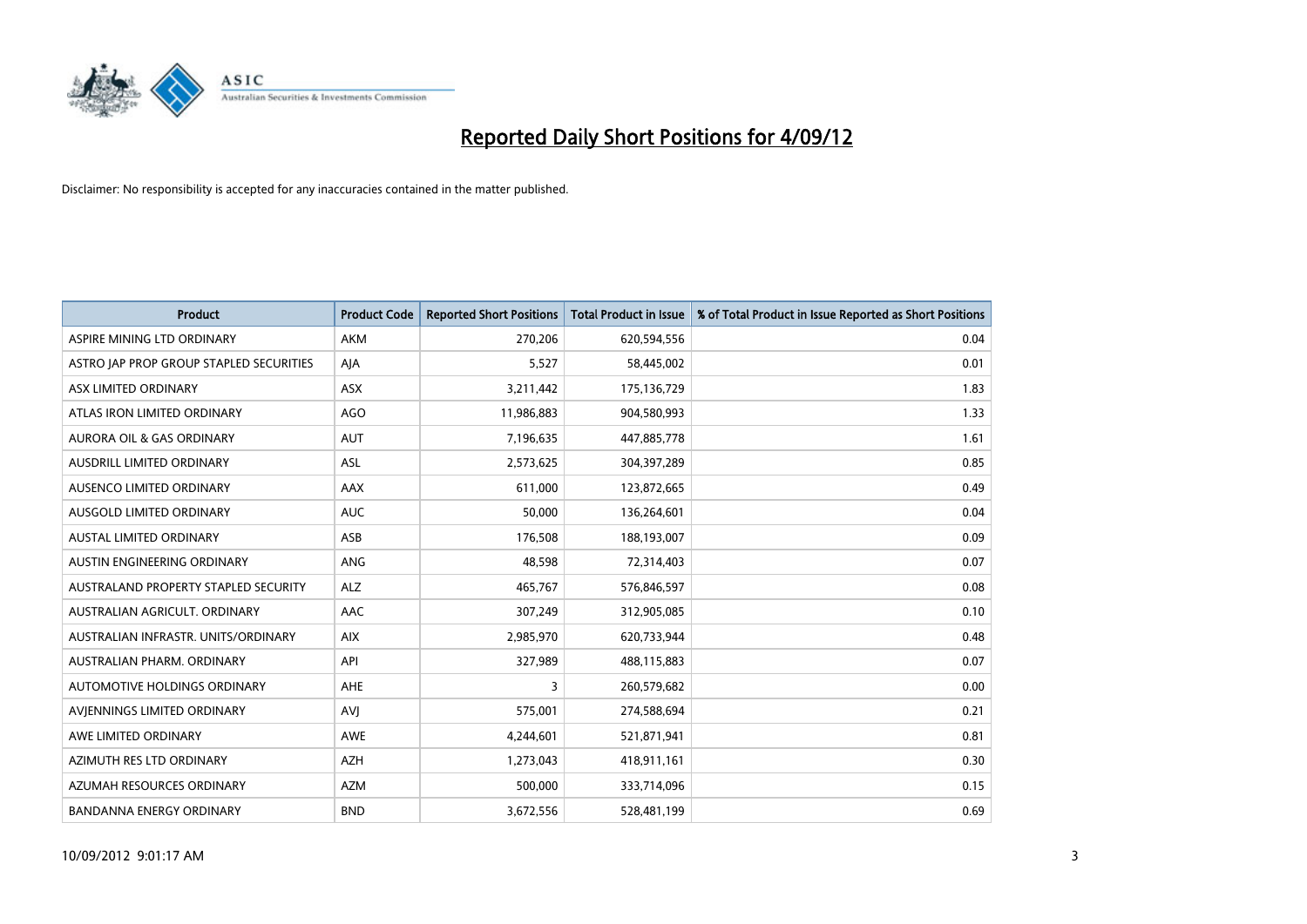# Reported Daily Short Positions for 4/09/12

Disclaimer: No responsibility is accepted for any inaccuracies contained in the matter published.

| Product | Product Code | Reported Short Positions | Total Product in Issue | % of Total Product in Issue Reported as Short Positions |
|---|---|---|---|---|
| ASPIRE MINING LTD ORDINARY | AKM | 270,206 | 620,594,556 | 0.04 |
| ASTRO JAP PROP GROUP STAPLED SECURITIES | AJA | 5,527 | 58,445,002 | 0.01 |
| ASX LIMITED ORDINARY | ASX | 3,211,442 | 175,136,729 | 1.83 |
| ATLAS IRON LIMITED ORDINARY | AGO | 11,986,883 | 904,580,993 | 1.33 |
| AURORA OIL & GAS ORDINARY | AUT | 7,196,635 | 447,885,778 | 1.61 |
| AUSDRILL LIMITED ORDINARY | ASL | 2,573,625 | 304,397,289 | 0.85 |
| AUSENCO LIMITED ORDINARY | AAX | 611,000 | 123,872,665 | 0.49 |
| AUSGOLD LIMITED ORDINARY | AUC | 50,000 | 136,264,601 | 0.04 |
| AUSTAL LIMITED ORDINARY | ASB | 176,508 | 188,193,007 | 0.09 |
| AUSTIN ENGINEERING ORDINARY | ANG | 48,598 | 72,314,403 | 0.07 |
| AUSTRALAND PROPERTY STAPLED SECURITY | ALZ | 465,767 | 576,846,597 | 0.08 |
| AUSTRALIAN AGRICULT. ORDINARY | AAC | 307,249 | 312,905,085 | 0.10 |
| AUSTRALIAN INFRASTR. UNITS/ORDINARY | AIX | 2,985,970 | 620,733,944 | 0.48 |
| AUSTRALIAN PHARM. ORDINARY | API | 327,989 | 488,115,883 | 0.07 |
| AUTOMOTIVE HOLDINGS ORDINARY | AHE | 3 | 260,579,682 | 0.00 |
| AVJENNINGS LIMITED ORDINARY | AVJ | 575,001 | 274,588,694 | 0.21 |
| AWE LIMITED ORDINARY | AWE | 4,244,601 | 521,871,941 | 0.81 |
| AZIMUTH RES LTD ORDINARY | AZH | 1,273,043 | 418,911,161 | 0.30 |
| AZUMAH RESOURCES ORDINARY | AZM | 500,000 | 333,714,096 | 0.15 |
| BANDANNA ENERGY ORDINARY | BND | 3,672,556 | 528,481,199 | 0.69 |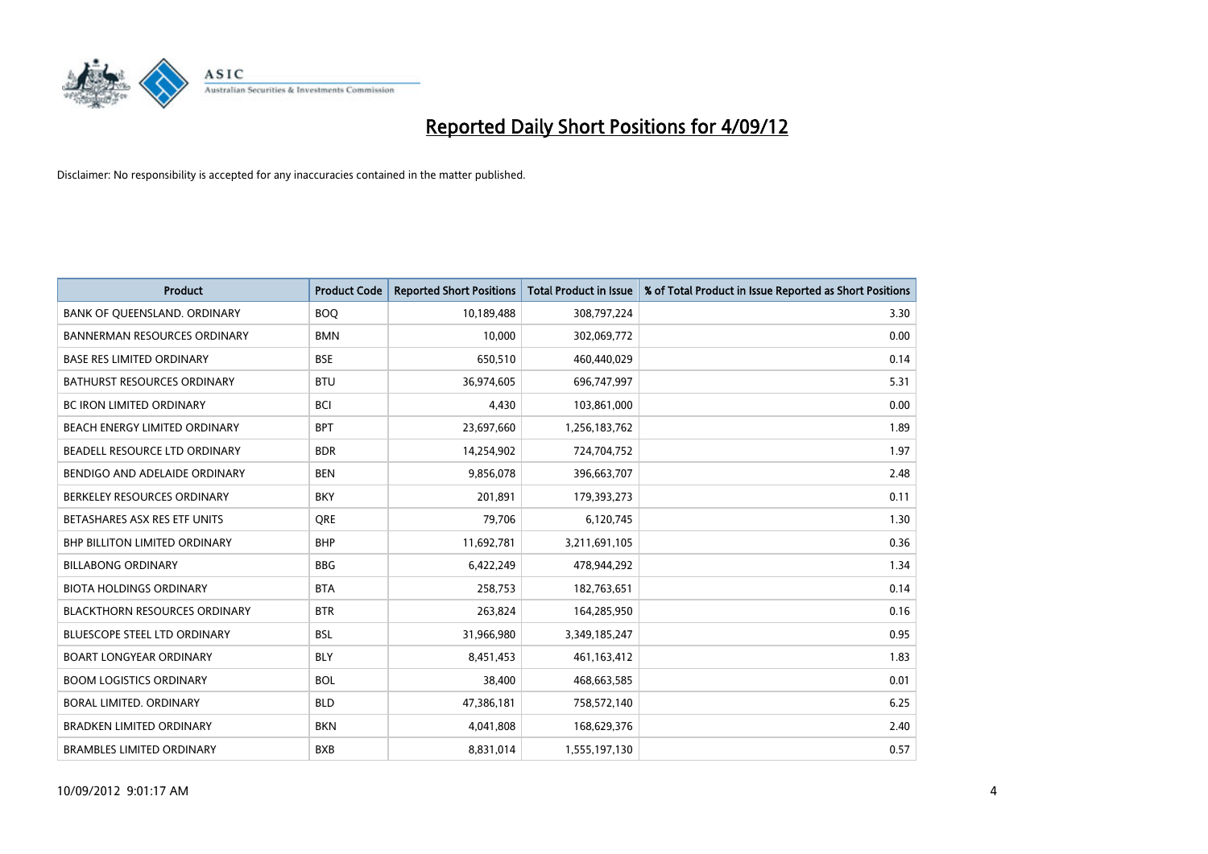# Reported Daily Short Positions for 4/09/12

Disclaimer: No responsibility is accepted for any inaccuracies contained in the matter published.

| Product | Product Code | Reported Short Positions | Total Product in Issue | % of Total Product in Issue Reported as Short Positions |
|---|---|---|---|---|
| BANK OF QUEENSLAND. ORDINARY | BOQ | 10,189,488 | 308,797,224 | 3.30 |
| BANNERMAN RESOURCES ORDINARY | BMN | 10,000 | 302,069,772 | 0.00 |
| BASE RES LIMITED ORDINARY | BSE | 650,510 | 460,440,029 | 0.14 |
| BATHURST RESOURCES ORDINARY | BTU | 36,974,605 | 696,747,997 | 5.31 |
| BC IRON LIMITED ORDINARY | BCI | 4,430 | 103,861,000 | 0.00 |
| BEACH ENERGY LIMITED ORDINARY | BPT | 23,697,660 | 1,256,183,762 | 1.89 |
| BEADELL RESOURCE LTD ORDINARY | BDR | 14,254,902 | 724,704,752 | 1.97 |
| BENDIGO AND ADELAIDE ORDINARY | BEN | 9,856,078 | 396,663,707 | 2.48 |
| BERKELEY RESOURCES ORDINARY | BKY | 201,891 | 179,393,273 | 0.11 |
| BETASHARES ASX RES ETF UNITS | QRE | 79,706 | 6,120,745 | 1.30 |
| BHP BILLITON LIMITED ORDINARY | BHP | 11,692,781 | 3,211,691,105 | 0.36 |
| BILLABONG ORDINARY | BBG | 6,422,249 | 478,944,292 | 1.34 |
| BIOTA HOLDINGS ORDINARY | BTA | 258,753 | 182,763,651 | 0.14 |
| BLACKTHORN RESOURCES ORDINARY | BTR | 263,824 | 164,285,950 | 0.16 |
| BLUESCOPE STEEL LTD ORDINARY | BSL | 31,966,980 | 3,349,185,247 | 0.95 |
| BOART LONGYEAR ORDINARY | BLY | 8,451,453 | 461,163,412 | 1.83 |
| BOOM LOGISTICS ORDINARY | BOL | 38,400 | 468,663,585 | 0.01 |
| BORAL LIMITED. ORDINARY | BLD | 47,386,181 | 758,572,140 | 6.25 |
| BRADKEN LIMITED ORDINARY | BKN | 4,041,808 | 168,629,376 | 2.40 |
| BRAMBLES LIMITED ORDINARY | BXB | 8,831,014 | 1,555,197,130 | 0.57 |

10/09/2012 9:01:17 AM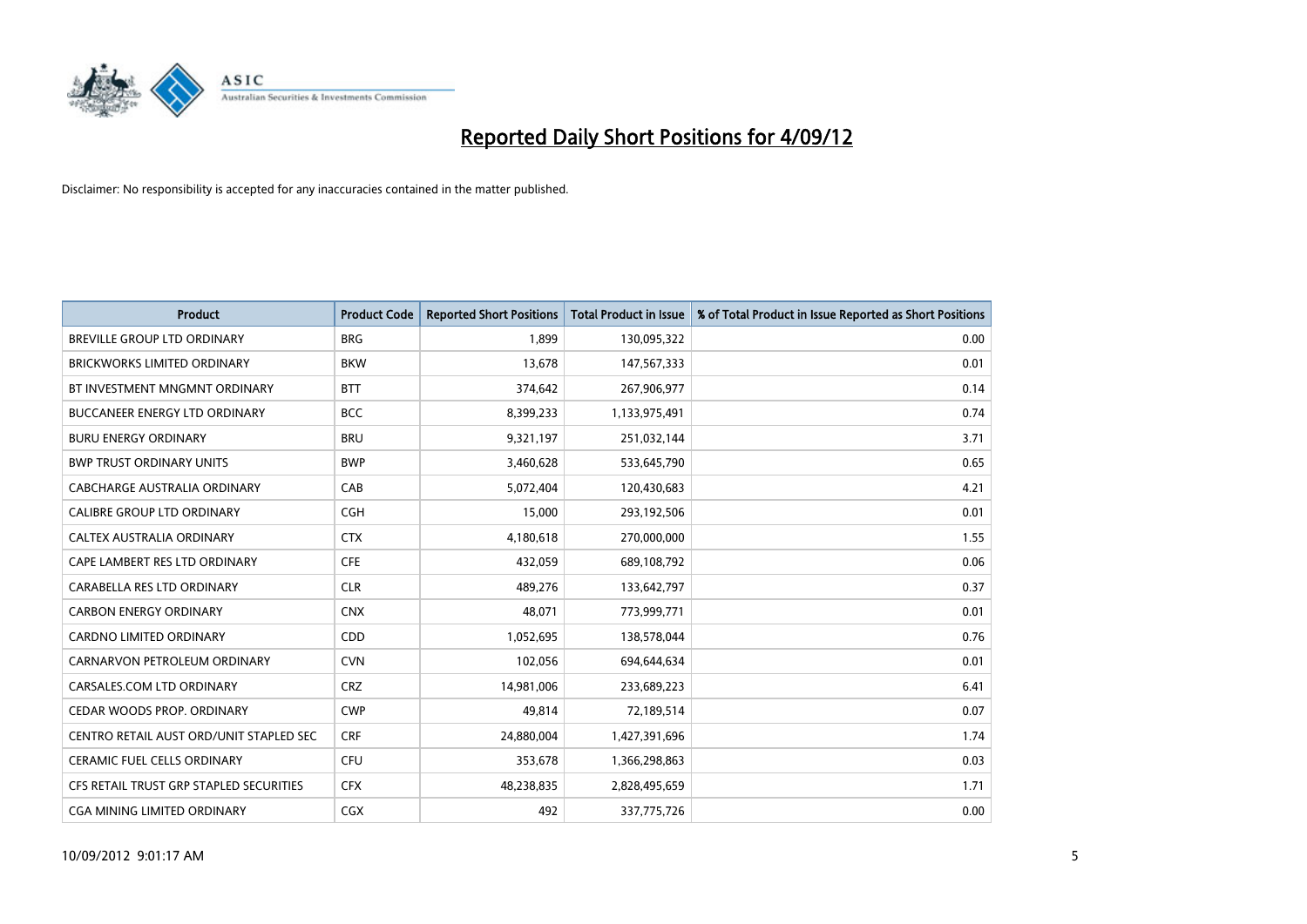# Reported Daily Short Positions for 4/09/12

Disclaimer: No responsibility is accepted for any inaccuracies contained in the matter published.

| Product | Product Code | Reported Short Positions | Total Product in Issue | % of Total Product in Issue Reported as Short Positions |
|---|---|---|---|---|
| BREVILLE GROUP LTD ORDINARY | BRG | 1,899 | 130,095,322 | 0.00 |
| BRICKWORKS LIMITED ORDINARY | BKW | 13,678 | 147,567,333 | 0.01 |
| BT INVESTMENT MNGMNT ORDINARY | BTT | 374,642 | 267,906,977 | 0.14 |
| BUCCANEER ENERGY LTD ORDINARY | BCC | 8,399,233 | 1,133,975,491 | 0.74 |
| BURU ENERGY ORDINARY | BRU | 9,321,197 | 251,032,144 | 3.71 |
| BWP TRUST ORDINARY UNITS | BWP | 3,460,628 | 533,645,790 | 0.65 |
| CABCHARGE AUSTRALIA ORDINARY | CAB | 5,072,404 | 120,430,683 | 4.21 |
| CALIBRE GROUP LTD ORDINARY | CGH | 15,000 | 293,192,506 | 0.01 |
| CALTEX AUSTRALIA ORDINARY | CTX | 4,180,618 | 270,000,000 | 1.55 |
| CAPE LAMBERT RES LTD ORDINARY | CFE | 432,059 | 689,108,792 | 0.06 |
| CARABELLA RES LTD ORDINARY | CLR | 489,276 | 133,642,797 | 0.37 |
| CARBON ENERGY ORDINARY | CNX | 48,071 | 773,999,771 | 0.01 |
| CARDNO LIMITED ORDINARY | CDD | 1,052,695 | 138,578,044 | 0.76 |
| CARNARVON PETROLEUM ORDINARY | CVN | 102,056 | 694,644,634 | 0.01 |
| CARSALES.COM LTD ORDINARY | CRZ | 14,981,006 | 233,689,223 | 6.41 |
| CEDAR WOODS PROP. ORDINARY | CWP | 49,814 | 72,189,514 | 0.07 |
| CENTRO RETAIL AUST ORD/UNIT STAPLED SEC | CRF | 24,880,004 | 1,427,391,696 | 1.74 |
| CERAMIC FUEL CELLS ORDINARY | CFU | 353,678 | 1,366,298,863 | 0.03 |
| CFS RETAIL TRUST GRP STAPLED SECURITIES | CFX | 48,238,835 | 2,828,495,659 | 1.71 |
| CGA MINING LIMITED ORDINARY | CGX | 492 | 337,775,726 | 0.00 |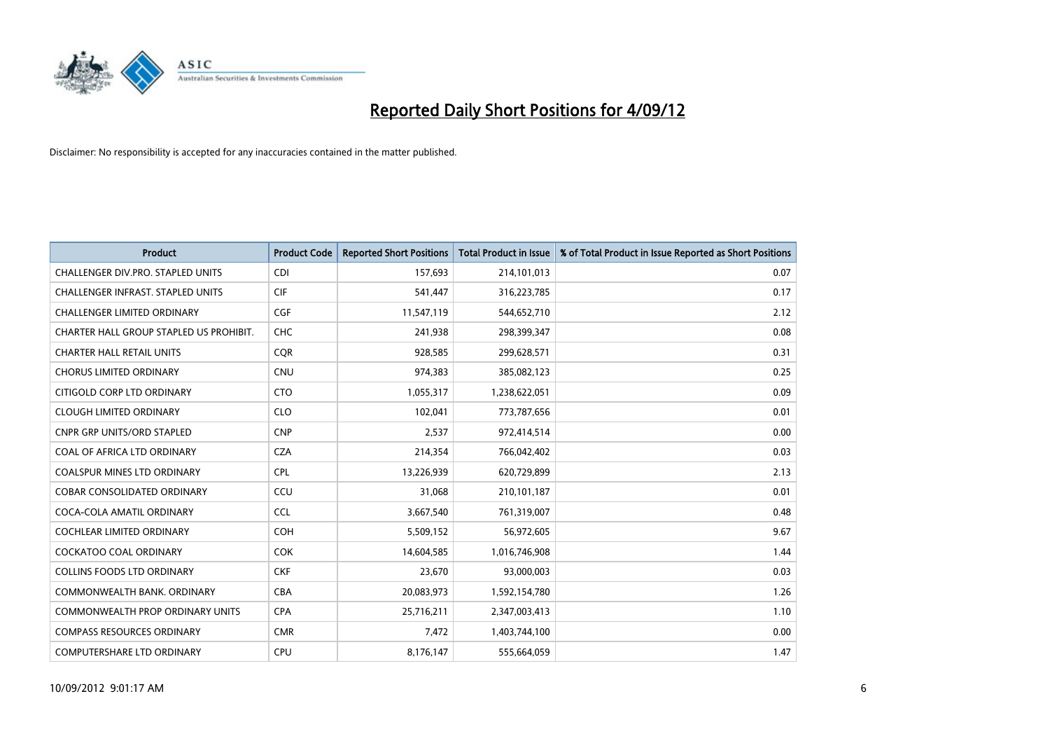# Reported Daily Short Positions for 4/09/12

Disclaimer: No responsibility is accepted for any inaccuracies contained in the matter published.

| Product | Product Code | Reported Short Positions | Total Product in Issue | % of Total Product in Issue Reported as Short Positions |
|---|---|---|---|---|
| CHALLENGER DIV.PRO. STAPLED UNITS | CDI | 157,693 | 214,101,013 | 0.07 |
| CHALLENGER INFRAST. STAPLED UNITS | CIF | 541,447 | 316,223,785 | 0.17 |
| CHALLENGER LIMITED ORDINARY | CGF | 11,547,119 | 544,652,710 | 2.12 |
| CHARTER HALL GROUP STAPLED US PROHIBIT. | CHC | 241,938 | 298,399,347 | 0.08 |
| CHARTER HALL RETAIL UNITS | CQR | 928,585 | 299,628,571 | 0.31 |
| CHORUS LIMITED ORDINARY | CNU | 974,383 | 385,082,123 | 0.25 |
| CITIGOLD CORP LTD ORDINARY | CTO | 1,055,317 | 1,238,622,051 | 0.09 |
| CLOUGH LIMITED ORDINARY | CLO | 102,041 | 773,787,656 | 0.01 |
| CNPR GRP UNITS/ORD STAPLED | CNP | 2,537 | 972,414,514 | 0.00 |
| COAL OF AFRICA LTD ORDINARY | CZA | 214,354 | 766,042,402 | 0.03 |
| COALSPUR MINES LTD ORDINARY | CPL | 13,226,939 | 620,729,899 | 2.13 |
| COBAR CONSOLIDATED ORDINARY | CCU | 31,068 | 210,101,187 | 0.01 |
| COCA-COLA AMATIL ORDINARY | CCL | 3,667,540 | 761,319,007 | 0.48 |
| COCHLEAR LIMITED ORDINARY | COH | 5,509,152 | 56,972,605 | 9.67 |
| COCKATOO COAL ORDINARY | COK | 14,604,585 | 1,016,746,908 | 1.44 |
| COLLINS FOODS LTD ORDINARY | CKF | 23,670 | 93,000,003 | 0.03 |
| COMMONWEALTH BANK. ORDINARY | CBA | 20,083,973 | 1,592,154,780 | 1.26 |
| COMMONWEALTH PROP ORDINARY UNITS | CPA | 25,716,211 | 2,347,003,413 | 1.10 |
| COMPASS RESOURCES ORDINARY | CMR | 7,472 | 1,403,744,100 | 0.00 |
| COMPUTERSHARE LTD ORDINARY | CPU | 8,176,147 | 555,664,059 | 1.47 |

10/09/2012 9:01:17 AM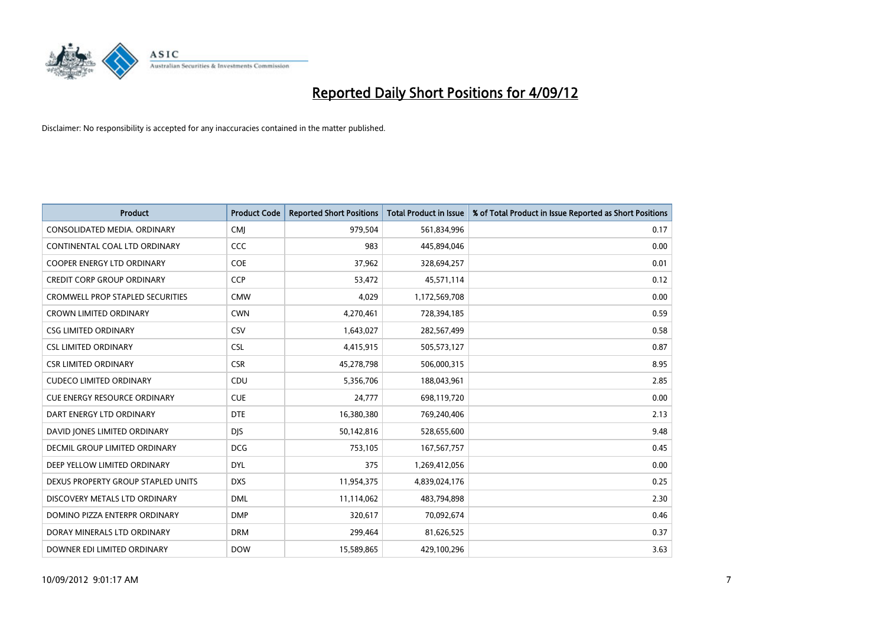# Reported Daily Short Positions for 4/09/12

Disclaimer: No responsibility is accepted for any inaccuracies contained in the matter published.

| Product | Product Code | Reported Short Positions | Total Product in Issue | % of Total Product in Issue Reported as Short Positions |
|---|---|---|---|---|
| CONSOLIDATED MEDIA. ORDINARY | CMJ | 979,504 | 561,834,996 | 0.17 |
| CONTINENTAL COAL LTD ORDINARY | CCC | 983 | 445,894,046 | 0.00 |
| COOPER ENERGY LTD ORDINARY | COE | 37,962 | 328,694,257 | 0.01 |
| CREDIT CORP GROUP ORDINARY | CCP | 53,472 | 45,571,114 | 0.12 |
| CROMWELL PROP STAPLED SECURITIES | CMW | 4,029 | 1,172,569,708 | 0.00 |
| CROWN LIMITED ORDINARY | CWN | 4,270,461 | 728,394,185 | 0.59 |
| CSG LIMITED ORDINARY | CSV | 1,643,027 | 282,567,499 | 0.58 |
| CSL LIMITED ORDINARY | CSL | 4,415,915 | 505,573,127 | 0.87 |
| CSR LIMITED ORDINARY | CSR | 45,278,798 | 506,000,315 | 8.95 |
| CUDECO LIMITED ORDINARY | CDU | 5,356,706 | 188,043,961 | 2.85 |
| CUE ENERGY RESOURCE ORDINARY | CUE | 24,777 | 698,119,720 | 0.00 |
| DART ENERGY LTD ORDINARY | DTE | 16,380,380 | 769,240,406 | 2.13 |
| DAVID JONES LIMITED ORDINARY | DJS | 50,142,816 | 528,655,600 | 9.48 |
| DECMIL GROUP LIMITED ORDINARY | DCG | 753,105 | 167,567,757 | 0.45 |
| DEEP YELLOW LIMITED ORDINARY | DYL | 375 | 1,269,412,056 | 0.00 |
| DEXUS PROPERTY GROUP STAPLED UNITS | DXS | 11,954,375 | 4,839,024,176 | 0.25 |
| DISCOVERY METALS LTD ORDINARY | DML | 11,114,062 | 483,794,898 | 2.30 |
| DOMINO PIZZA ENTERPR ORDINARY | DMP | 320,617 | 70,092,674 | 0.46 |
| DORAY MINERALS LTD ORDINARY | DRM | 299,464 | 81,626,525 | 0.37 |
| DOWNER EDI LIMITED ORDINARY | DOW | 15,589,865 | 429,100,296 | 3.63 |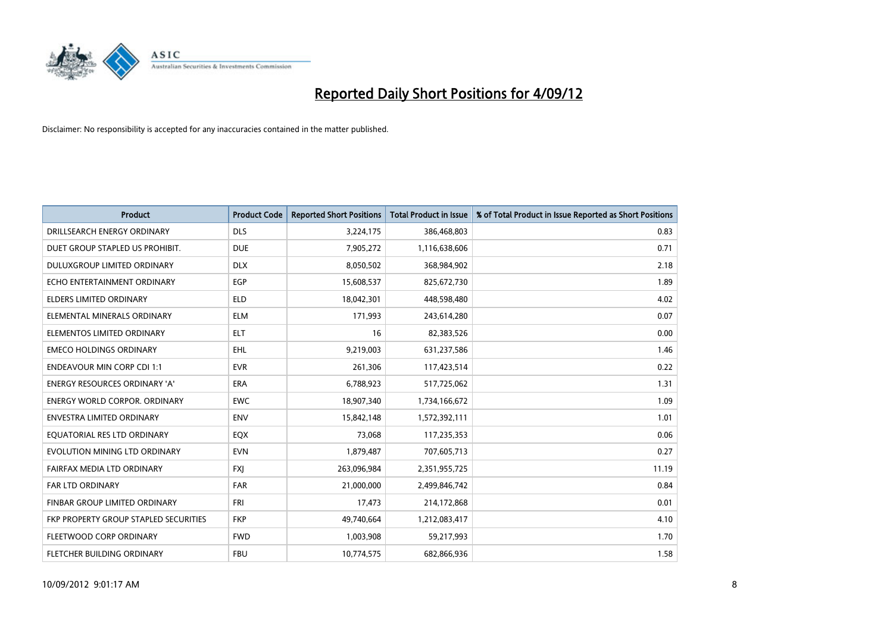# Reported Daily Short Positions for 4/09/12

Disclaimer: No responsibility is accepted for any inaccuracies contained in the matter published.

| Product | Product Code | Reported Short Positions | Total Product in Issue | % of Total Product in Issue Reported as Short Positions |
|---|---|---|---|---|
| DRILLSEARCH ENERGY ORDINARY | DLS | 3,224,175 | 386,468,803 | 0.83 |
| DUET GROUP STAPLED US PROHIBIT. | DUE | 7,905,272 | 1,116,638,606 | 0.71 |
| DULUXGROUP LIMITED ORDINARY | DLX | 8,050,502 | 368,984,902 | 2.18 |
| ECHO ENTERTAINMENT ORDINARY | EGP | 15,608,537 | 825,672,730 | 1.89 |
| ELDERS LIMITED ORDINARY | ELD | 18,042,301 | 448,598,480 | 4.02 |
| ELEMENTAL MINERALS ORDINARY | ELM | 171,993 | 243,614,280 | 0.07 |
| ELEMENTOS LIMITED ORDINARY | ELT | 16 | 82,383,526 | 0.00 |
| EMECO HOLDINGS ORDINARY | EHL | 9,219,003 | 631,237,586 | 1.46 |
| ENDEAVOUR MIN CORP CDI 1:1 | EVR | 261,306 | 117,423,514 | 0.22 |
| ENERGY RESOURCES ORDINARY 'A' | ERA | 6,788,923 | 517,725,062 | 1.31 |
| ENERGY WORLD CORPOR. ORDINARY | EWC | 18,907,340 | 1,734,166,672 | 1.09 |
| ENVESTRA LIMITED ORDINARY | ENV | 15,842,148 | 1,572,392,111 | 1.01 |
| EQUATORIAL RES LTD ORDINARY | EQX | 73,068 | 117,235,353 | 0.06 |
| EVOLUTION MINING LTD ORDINARY | EVN | 1,879,487 | 707,605,713 | 0.27 |
| FAIRFAX MEDIA LTD ORDINARY | FXJ | 263,096,984 | 2,351,955,725 | 11.19 |
| FAR LTD ORDINARY | FAR | 21,000,000 | 2,499,846,742 | 0.84 |
| FINBAR GROUP LIMITED ORDINARY | FRI | 17,473 | 214,172,868 | 0.01 |
| FKP PROPERTY GROUP STAPLED SECURITIES | FKP | 49,740,664 | 1,212,083,417 | 4.10 |
| FLEETWOOD CORP ORDINARY | FWD | 1,003,908 | 59,217,993 | 1.70 |
| FLETCHER BUILDING ORDINARY | FBU | 10,774,575 | 682,866,936 | 1.58 |

10/09/2012 9:01:17 AM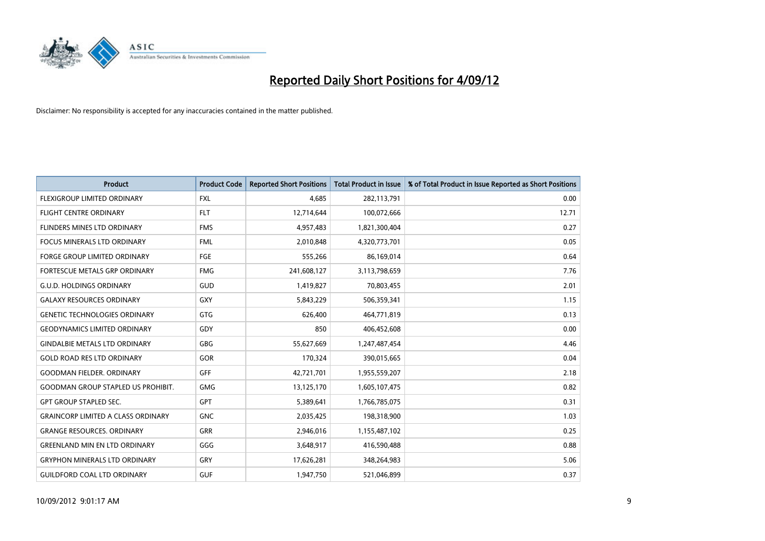# Reported Daily Short Positions for 4/09/12

Disclaimer: No responsibility is accepted for any inaccuracies contained in the matter published.

| Product | Product Code | Reported Short Positions | Total Product in Issue | % of Total Product in Issue Reported as Short Positions |
|---|---|---|---|---|
| FLEXIGROUP LIMITED ORDINARY | FXL | 4,685 | 282,113,791 | 0.00 |
| FLIGHT CENTRE ORDINARY | FLT | 12,714,644 | 100,072,666 | 12.71 |
| FLINDERS MINES LTD ORDINARY | FMS | 4,957,483 | 1,821,300,404 | 0.27 |
| FOCUS MINERALS LTD ORDINARY | FML | 2,010,848 | 4,320,773,701 | 0.05 |
| FORGE GROUP LIMITED ORDINARY | FGE | 555,266 | 86,169,014 | 0.64 |
| FORTESCUE METALS GRP ORDINARY | FMG | 241,608,127 | 3,113,798,659 | 7.76 |
| G.U.D. HOLDINGS ORDINARY | GUD | 1,419,827 | 70,803,455 | 2.01 |
| GALAXY RESOURCES ORDINARY | GXY | 5,843,229 | 506,359,341 | 1.15 |
| GENETIC TECHNOLOGIES ORDINARY | GTG | 626,400 | 464,771,819 | 0.13 |
| GEODYNAMICS LIMITED ORDINARY | GDY | 850 | 406,452,608 | 0.00 |
| GINDALBIE METALS LTD ORDINARY | GBG | 55,627,669 | 1,247,487,454 | 4.46 |
| GOLD ROAD RES LTD ORDINARY | GOR | 170,324 | 390,015,665 | 0.04 |
| GOODMAN FIELDER. ORDINARY | GFF | 42,721,701 | 1,955,559,207 | 2.18 |
| GOODMAN GROUP STAPLED US PROHIBIT. | GMG | 13,125,170 | 1,605,107,475 | 0.82 |
| GPT GROUP STAPLED SEC. | GPT | 5,389,641 | 1,766,785,075 | 0.31 |
| GRAINCORP LIMITED A CLASS ORDINARY | GNC | 2,035,425 | 198,318,900 | 1.03 |
| GRANGE RESOURCES. ORDINARY | GRR | 2,946,016 | 1,155,487,102 | 0.25 |
| GREENLAND MIN EN LTD ORDINARY | GGG | 3,648,917 | 416,590,488 | 0.88 |
| GRYPHON MINERALS LTD ORDINARY | GRY | 17,626,281 | 348,264,983 | 5.06 |
| GUILDFORD COAL LTD ORDINARY | GUF | 1,947,750 | 521,046,899 | 0.37 |

10/09/2012 9:01:17 AM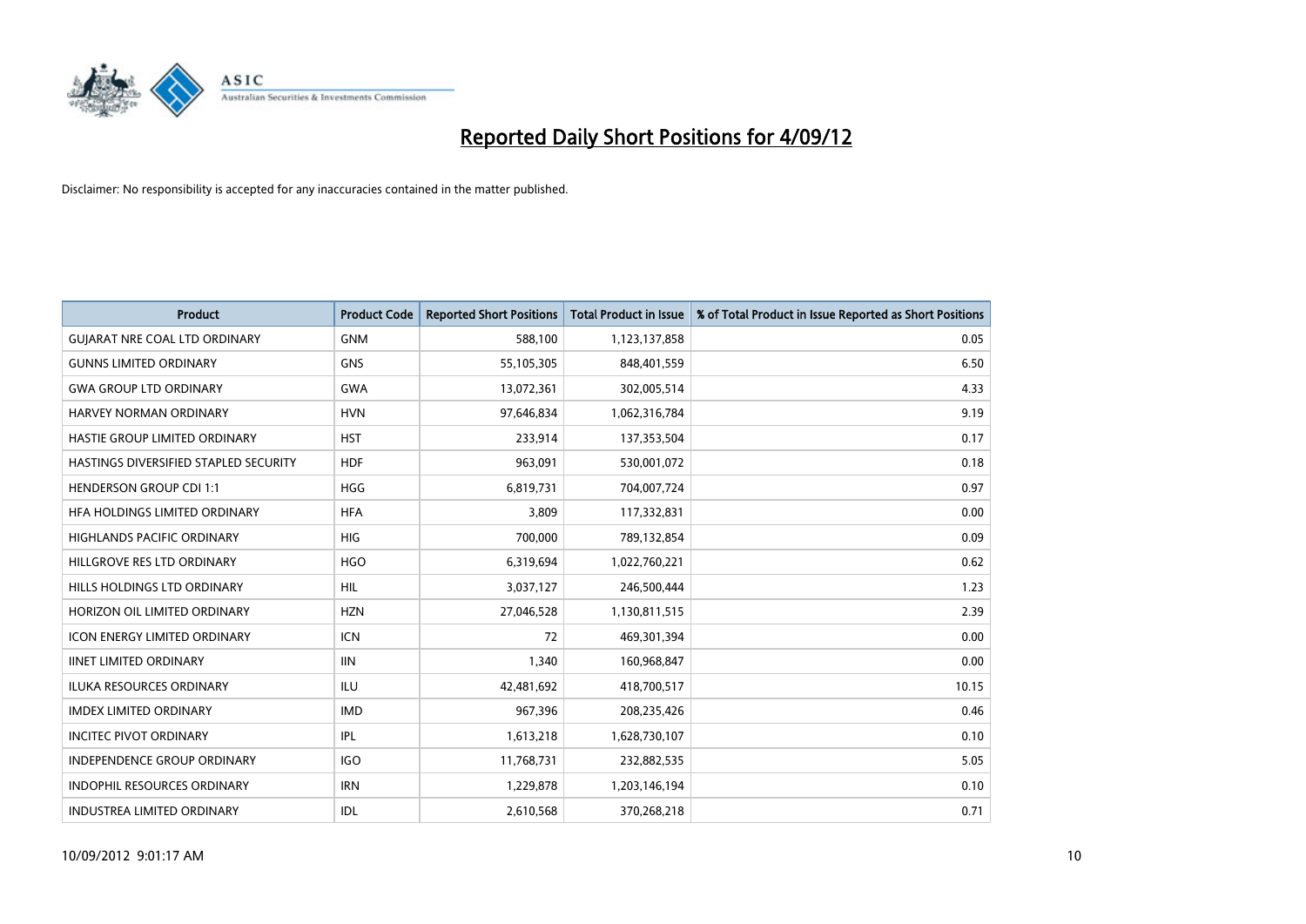# Reported Daily Short Positions for 4/09/12

Disclaimer: No responsibility is accepted for any inaccuracies contained in the matter published.

| Product | Product Code | Reported Short Positions | Total Product in Issue | % of Total Product in Issue Reported as Short Positions |
|---|---|---|---|---|
| GUJARAT NRE COAL LTD ORDINARY | GNM | 588,100 | 1,123,137,858 | 0.05 |
| GUNNS LIMITED ORDINARY | GNS | 55,105,305 | 848,401,559 | 6.50 |
| GWA GROUP LTD ORDINARY | GWA | 13,072,361 | 302,005,514 | 4.33 |
| HARVEY NORMAN ORDINARY | HVN | 97,646,834 | 1,062,316,784 | 9.19 |
| HASTIE GROUP LIMITED ORDINARY | HST | 233,914 | 137,353,504 | 0.17 |
| HASTINGS DIVERSIFIED STAPLED SECURITY | HDF | 963,091 | 530,001,072 | 0.18 |
| HENDERSON GROUP CDI 1:1 | HGG | 6,819,731 | 704,007,724 | 0.97 |
| HFA HOLDINGS LIMITED ORDINARY | HFA | 3,809 | 117,332,831 | 0.00 |
| HIGHLANDS PACIFIC ORDINARY | HIG | 700,000 | 789,132,854 | 0.09 |
| HILLGROVE RES LTD ORDINARY | HGO | 6,319,694 | 1,022,760,221 | 0.62 |
| HILLS HOLDINGS LTD ORDINARY | HIL | 3,037,127 | 246,500,444 | 1.23 |
| HORIZON OIL LIMITED ORDINARY | HZN | 27,046,528 | 1,130,811,515 | 2.39 |
| ICON ENERGY LIMITED ORDINARY | ICN | 72 | 469,301,394 | 0.00 |
| IINET LIMITED ORDINARY | IIN | 1,340 | 160,968,847 | 0.00 |
| ILUKA RESOURCES ORDINARY | ILU | 42,481,692 | 418,700,517 | 10.15 |
| IMDEX LIMITED ORDINARY | IMD | 967,396 | 208,235,426 | 0.46 |
| INCITEC PIVOT ORDINARY | IPL | 1,613,218 | 1,628,730,107 | 0.10 |
| INDEPENDENCE GROUP ORDINARY | IGO | 11,768,731 | 232,882,535 | 5.05 |
| INDOPHIL RESOURCES ORDINARY | IRN | 1,229,878 | 1,203,146,194 | 0.10 |
| INDUSTREA LIMITED ORDINARY | IDL | 2,610,568 | 370,268,218 | 0.71 |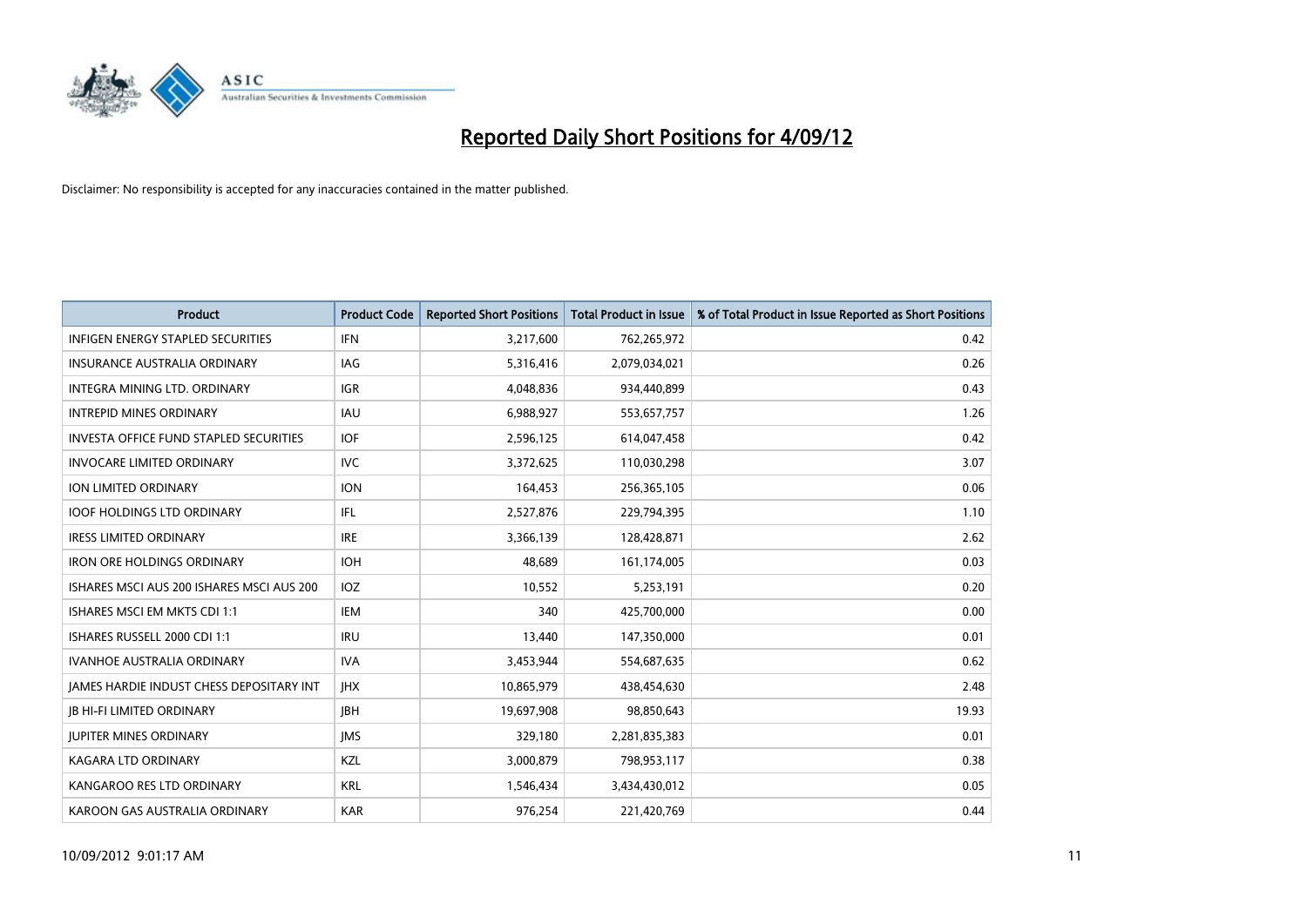# Reported Daily Short Positions for 4/09/12

Disclaimer: No responsibility is accepted for any inaccuracies contained in the matter published.

| Product | Product Code | Reported Short Positions | Total Product in Issue | % of Total Product in Issue Reported as Short Positions |
|---|---|---|---|---|
| INFIGEN ENERGY STAPLED SECURITIES | IFN | 3,217,600 | 762,265,972 | 0.42 |
| INSURANCE AUSTRALIA ORDINARY | IAG | 5,316,416 | 2,079,034,021 | 0.26 |
| INTEGRA MINING LTD. ORDINARY | IGR | 4,048,836 | 934,440,899 | 0.43 |
| INTREPID MINES ORDINARY | IAU | 6,988,927 | 553,657,757 | 1.26 |
| INVESTA OFFICE FUND STAPLED SECURITIES | IOF | 2,596,125 | 614,047,458 | 0.42 |
| INVOCARE LIMITED ORDINARY | IVC | 3,372,625 | 110,030,298 | 3.07 |
| ION LIMITED ORDINARY | ION | 164,453 | 256,365,105 | 0.06 |
| IOOF HOLDINGS LTD ORDINARY | IFL | 2,527,876 | 229,794,395 | 1.10 |
| IRESS LIMITED ORDINARY | IRE | 3,366,139 | 128,428,871 | 2.62 |
| IRON ORE HOLDINGS ORDINARY | IOH | 48,689 | 161,174,005 | 0.03 |
| ISHARES MSCI AUS 200 ISHARES MSCI AUS 200 | IOZ | 10,552 | 5,253,191 | 0.20 |
| ISHARES MSCI EM MKTS CDI 1:1 | IEM | 340 | 425,700,000 | 0.00 |
| ISHARES RUSSELL 2000 CDI 1:1 | IRU | 13,440 | 147,350,000 | 0.01 |
| IVANHOE AUSTRALIA ORDINARY | IVA | 3,453,944 | 554,687,635 | 0.62 |
| JAMES HARDIE INDUST CHESS DEPOSITARY INT | JHX | 10,865,979 | 438,454,630 | 2.48 |
| JB HI-FI LIMITED ORDINARY | JBH | 19,697,908 | 98,850,643 | 19.93 |
| JUPITER MINES ORDINARY | JMS | 329,180 | 2,281,835,383 | 0.01 |
| KAGARA LTD ORDINARY | KZL | 3,000,879 | 798,953,117 | 0.38 |
| KANGAROO RES LTD ORDINARY | KRL | 1,546,434 | 3,434,430,012 | 0.05 |
| KAROON GAS AUSTRALIA ORDINARY | KAR | 976,254 | 221,420,769 | 0.44 |

10/09/2012 9:01:17 AM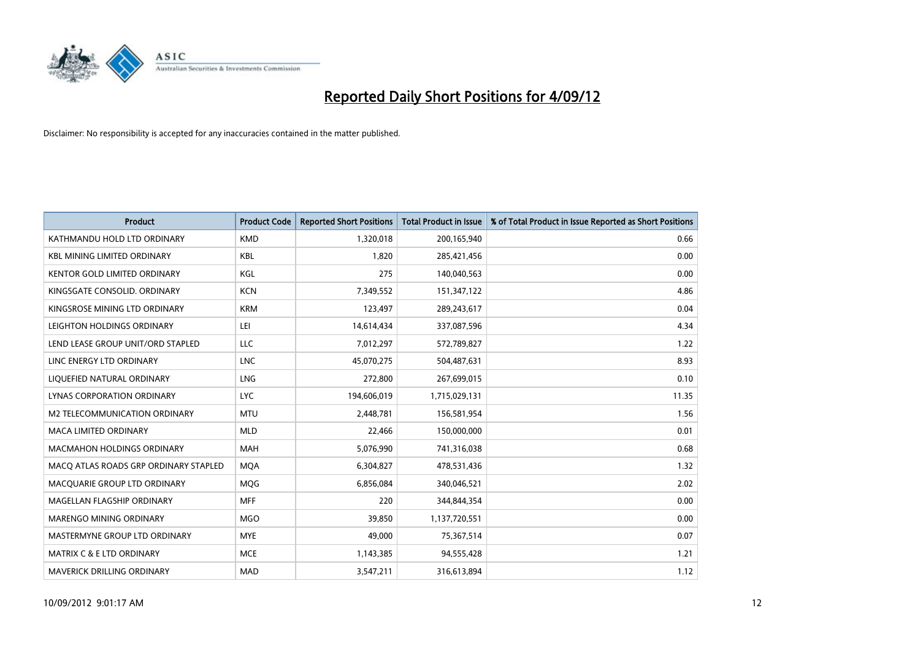# Reported Daily Short Positions for 4/09/12

Disclaimer: No responsibility is accepted for any inaccuracies contained in the matter published.

| Product | Product Code | Reported Short Positions | Total Product in Issue | % of Total Product in Issue Reported as Short Positions |
|---|---|---|---|---|
| KATHMANDU HOLD LTD ORDINARY | KMD | 1,320,018 | 200,165,940 | 0.66 |
| KBL MINING LIMITED ORDINARY | KBL | 1,820 | 285,421,456 | 0.00 |
| KENTOR GOLD LIMITED ORDINARY | KGL | 275 | 140,040,563 | 0.00 |
| KINGSGATE CONSOLID. ORDINARY | KCN | 7,349,552 | 151,347,122 | 4.86 |
| KINGSROSE MINING LTD ORDINARY | KRM | 123,497 | 289,243,617 | 0.04 |
| LEIGHTON HOLDINGS ORDINARY | LEI | 14,614,434 | 337,087,596 | 4.34 |
| LEND LEASE GROUP UNIT/ORD STAPLED | LLC | 7,012,297 | 572,789,827 | 1.22 |
| LINC ENERGY LTD ORDINARY | LNC | 45,070,275 | 504,487,631 | 8.93 |
| LIQUEFIED NATURAL ORDINARY | LNG | 272,800 | 267,699,015 | 0.10 |
| LYNAS CORPORATION ORDINARY | LYC | 194,606,019 | 1,715,029,131 | 11.35 |
| M2 TELECOMMUNICATION ORDINARY | MTU | 2,448,781 | 156,581,954 | 1.56 |
| MACA LIMITED ORDINARY | MLD | 22,466 | 150,000,000 | 0.01 |
| MACMAHON HOLDINGS ORDINARY | MAH | 5,076,990 | 741,316,038 | 0.68 |
| MACQ ATLAS ROADS GRP ORDINARY STAPLED | MQA | 6,304,827 | 478,531,436 | 1.32 |
| MACQUARIE GROUP LTD ORDINARY | MQG | 6,856,084 | 340,046,521 | 2.02 |
| MAGELLAN FLAGSHIP ORDINARY | MFF | 220 | 344,844,354 | 0.00 |
| MARENGO MINING ORDINARY | MGO | 39,850 | 1,137,720,551 | 0.00 |
| MASTERMYNE GROUP LTD ORDINARY | MYE | 49,000 | 75,367,514 | 0.07 |
| MATRIX C & E LTD ORDINARY | MCE | 1,143,385 | 94,555,428 | 1.21 |
| MAVERICK DRILLING ORDINARY | MAD | 3,547,211 | 316,613,894 | 1.12 |

10/09/2012 9:01:17 AM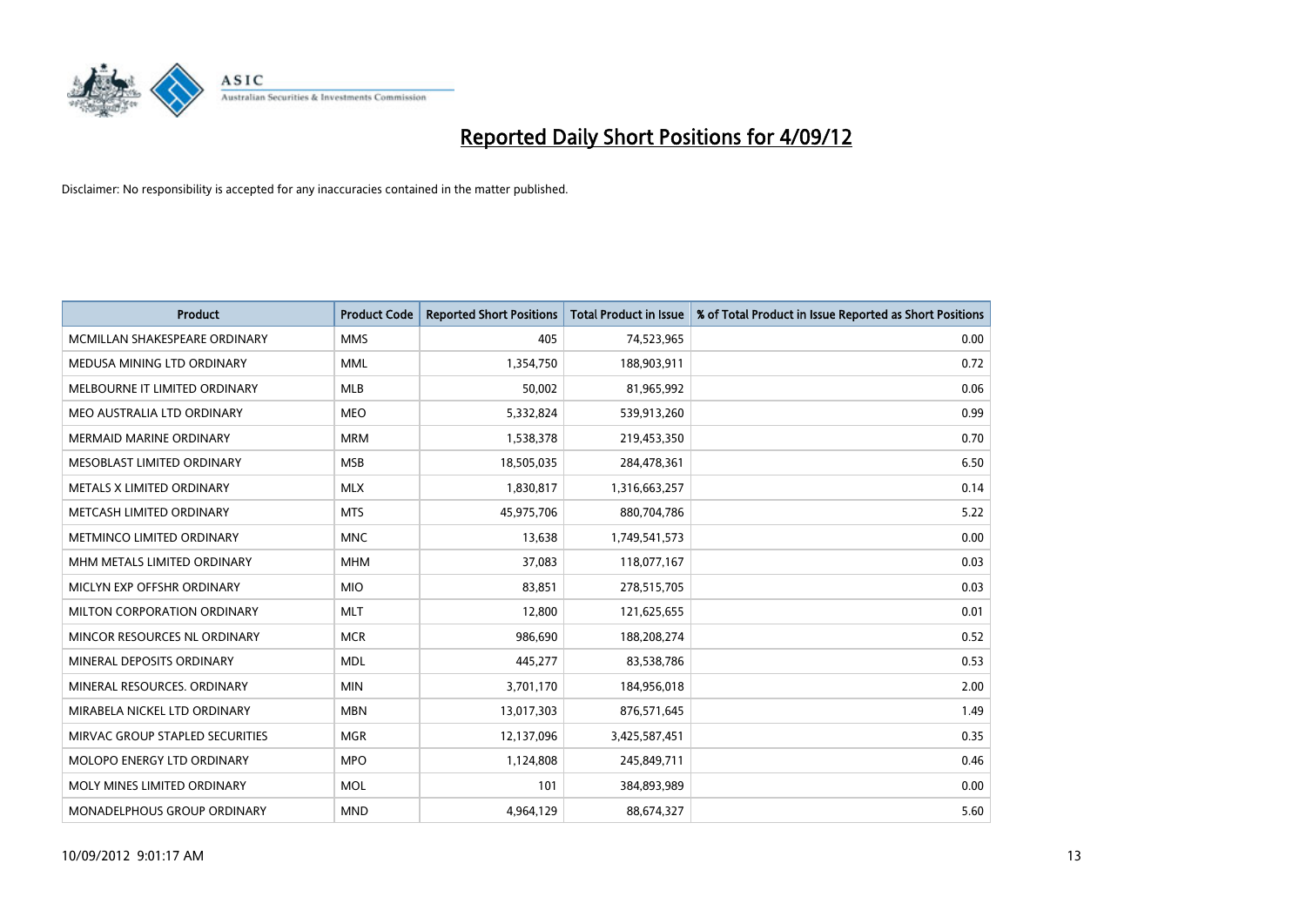# Reported Daily Short Positions for 4/09/12

Disclaimer: No responsibility is accepted for any inaccuracies contained in the matter published.

| Product | Product Code | Reported Short Positions | Total Product in Issue | % of Total Product in Issue Reported as Short Positions |
|---|---|---|---|---|
| MCMILLAN SHAKESPEARE ORDINARY | MMS | 405 | 74,523,965 | 0.00 |
| MEDUSA MINING LTD ORDINARY | MML | 1,354,750 | 188,903,911 | 0.72 |
| MELBOURNE IT LIMITED ORDINARY | MLB | 50,002 | 81,965,992 | 0.06 |
| MEO AUSTRALIA LTD ORDINARY | MEO | 5,332,824 | 539,913,260 | 0.99 |
| MERMAID MARINE ORDINARY | MRM | 1,538,378 | 219,453,350 | 0.70 |
| MESOBLAST LIMITED ORDINARY | MSB | 18,505,035 | 284,478,361 | 6.50 |
| METALS X LIMITED ORDINARY | MLX | 1,830,817 | 1,316,663,257 | 0.14 |
| METCASH LIMITED ORDINARY | MTS | 45,975,706 | 880,704,786 | 5.22 |
| METMINCO LIMITED ORDINARY | MNC | 13,638 | 1,749,541,573 | 0.00 |
| MHM METALS LIMITED ORDINARY | MHM | 37,083 | 118,077,167 | 0.03 |
| MICLYN EXP OFFSHR ORDINARY | MIO | 83,851 | 278,515,705 | 0.03 |
| MILTON CORPORATION ORDINARY | MLT | 12,800 | 121,625,655 | 0.01 |
| MINCOR RESOURCES NL ORDINARY | MCR | 986,690 | 188,208,274 | 0.52 |
| MINERAL DEPOSITS ORDINARY | MDL | 445,277 | 83,538,786 | 0.53 |
| MINERAL RESOURCES. ORDINARY | MIN | 3,701,170 | 184,956,018 | 2.00 |
| MIRABELA NICKEL LTD ORDINARY | MBN | 13,017,303 | 876,571,645 | 1.49 |
| MIRVAC GROUP STAPLED SECURITIES | MGR | 12,137,096 | 3,425,587,451 | 0.35 |
| MOLOPO ENERGY LTD ORDINARY | MPO | 1,124,808 | 245,849,711 | 0.46 |
| MOLY MINES LIMITED ORDINARY | MOL | 101 | 384,893,989 | 0.00 |
| MONADELPHOUS GROUP ORDINARY | MND | 4,964,129 | 88,674,327 | 5.60 |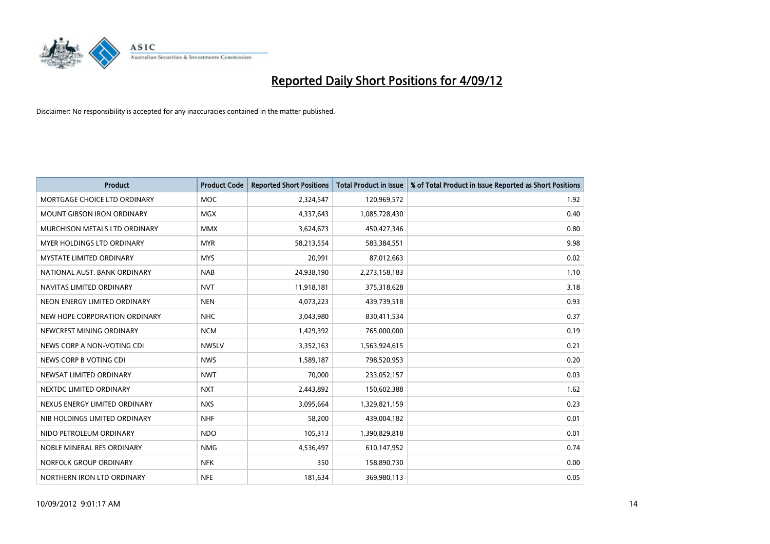# Reported Daily Short Positions for 4/09/12

Disclaimer: No responsibility is accepted for any inaccuracies contained in the matter published.

| Product | Product Code | Reported Short Positions | Total Product in Issue | % of Total Product in Issue Reported as Short Positions |
|---|---|---|---|---|
| MORTGAGE CHOICE LTD ORDINARY | MOC | 2,324,547 | 120,969,572 | 1.92 |
| MOUNT GIBSON IRON ORDINARY | MGX | 4,337,643 | 1,085,728,430 | 0.40 |
| MURCHISON METALS LTD ORDINARY | MMX | 3,624,673 | 450,427,346 | 0.80 |
| MYER HOLDINGS LTD ORDINARY | MYR | 58,213,554 | 583,384,551 | 9.98 |
| MYSTATE LIMITED ORDINARY | MYS | 20,991 | 87,012,663 | 0.02 |
| NATIONAL AUST. BANK ORDINARY | NAB | 24,938,190 | 2,273,158,183 | 1.10 |
| NAVITAS LIMITED ORDINARY | NVT | 11,918,181 | 375,318,628 | 3.18 |
| NEON ENERGY LIMITED ORDINARY | NEN | 4,073,223 | 439,739,518 | 0.93 |
| NEW HOPE CORPORATION ORDINARY | NHC | 3,043,980 | 830,411,534 | 0.37 |
| NEWCREST MINING ORDINARY | NCM | 1,429,392 | 765,000,000 | 0.19 |
| NEWS CORP A NON-VOTING CDI | NWSLV | 3,352,163 | 1,563,924,615 | 0.21 |
| NEWS CORP B VOTING CDI | NWS | 1,589,187 | 798,520,953 | 0.20 |
| NEWSAT LIMITED ORDINARY | NWT | 70,000 | 233,052,157 | 0.03 |
| NEXTDC LIMITED ORDINARY | NXT | 2,443,892 | 150,602,388 | 1.62 |
| NEXUS ENERGY LIMITED ORDINARY | NXS | 3,095,664 | 1,329,821,159 | 0.23 |
| NIB HOLDINGS LIMITED ORDINARY | NHF | 58,200 | 439,004,182 | 0.01 |
| NIDO PETROLEUM ORDINARY | NDO | 105,313 | 1,390,829,818 | 0.01 |
| NOBLE MINERAL RES ORDINARY | NMG | 4,536,497 | 610,147,952 | 0.74 |
| NORFOLK GROUP ORDINARY | NFK | 350 | 158,890,730 | 0.00 |
| NORTHERN IRON LTD ORDINARY | NFE | 181,634 | 369,980,113 | 0.05 |

10/09/2012 9:01:17 AM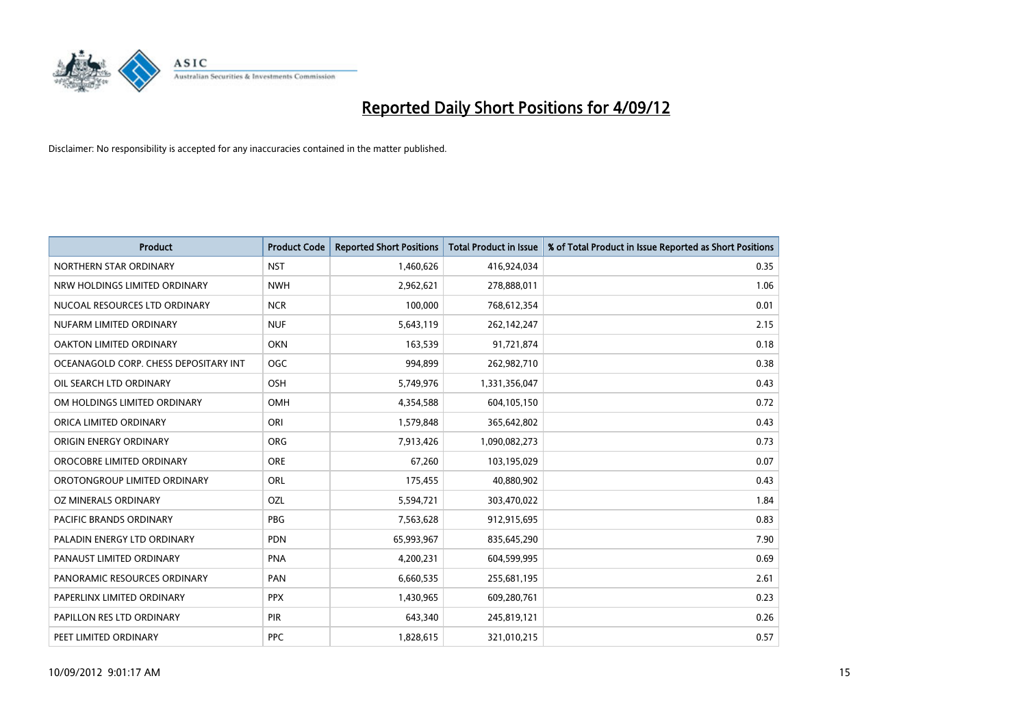# Reported Daily Short Positions for 4/09/12

Disclaimer: No responsibility is accepted for any inaccuracies contained in the matter published.

| Product | Product Code | Reported Short Positions | Total Product in Issue | % of Total Product in Issue Reported as Short Positions |
|---|---|---|---|---|
| NORTHERN STAR ORDINARY | NST | 1,460,626 | 416,924,034 | 0.35 |
| NRW HOLDINGS LIMITED ORDINARY | NWH | 2,962,621 | 278,888,011 | 1.06 |
| NUCOAL RESOURCES LTD ORDINARY | NCR | 100,000 | 768,612,354 | 0.01 |
| NUFARM LIMITED ORDINARY | NUF | 5,643,119 | 262,142,247 | 2.15 |
| OAKTON LIMITED ORDINARY | OKN | 163,539 | 91,721,874 | 0.18 |
| OCEANAGOLD CORP. CHESS DEPOSITARY INT | OGC | 994,899 | 262,982,710 | 0.38 |
| OIL SEARCH LTD ORDINARY | OSH | 5,749,976 | 1,331,356,047 | 0.43 |
| OM HOLDINGS LIMITED ORDINARY | OMH | 4,354,588 | 604,105,150 | 0.72 |
| ORICA LIMITED ORDINARY | ORI | 1,579,848 | 365,642,802 | 0.43 |
| ORIGIN ENERGY ORDINARY | ORG | 7,913,426 | 1,090,082,273 | 0.73 |
| OROCOBRE LIMITED ORDINARY | ORE | 67,260 | 103,195,029 | 0.07 |
| OROTONGROUP LIMITED ORDINARY | ORL | 175,455 | 40,880,902 | 0.43 |
| OZ MINERALS ORDINARY | OZL | 5,594,721 | 303,470,022 | 1.84 |
| PACIFIC BRANDS ORDINARY | PBG | 7,563,628 | 912,915,695 | 0.83 |
| PALADIN ENERGY LTD ORDINARY | PDN | 65,993,967 | 835,645,290 | 7.90 |
| PANAUST LIMITED ORDINARY | PNA | 4,200,231 | 604,599,995 | 0.69 |
| PANORAMIC RESOURCES ORDINARY | PAN | 6,660,535 | 255,681,195 | 2.61 |
| PAPERLINX LIMITED ORDINARY | PPX | 1,430,965 | 609,280,761 | 0.23 |
| PAPILLON RES LTD ORDINARY | PIR | 643,340 | 245,819,121 | 0.26 |
| PEET LIMITED ORDINARY | PPC | 1,828,615 | 321,010,215 | 0.57 |

10/09/2012 9:01:17 AM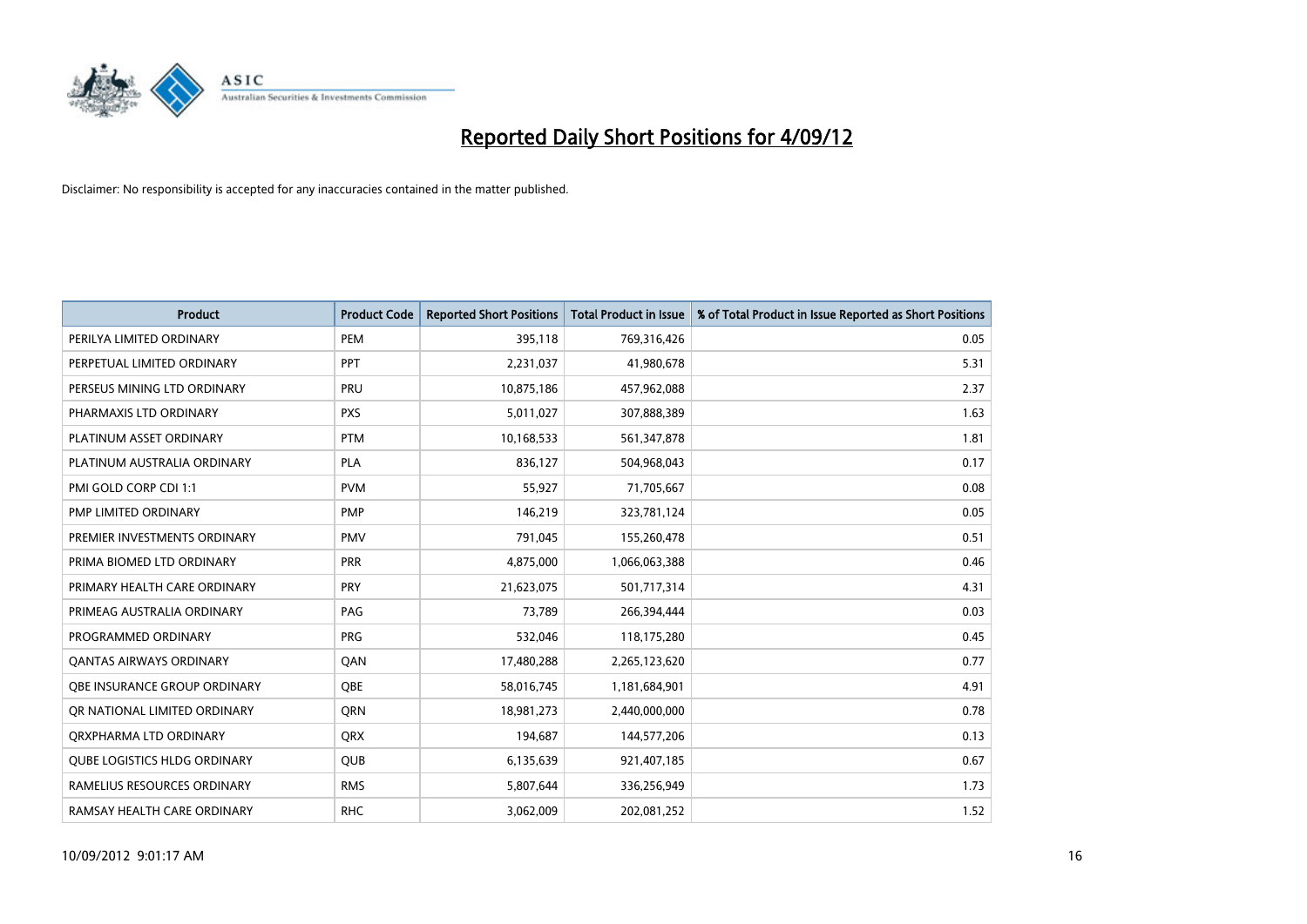# Reported Daily Short Positions for 4/09/12

Disclaimer: No responsibility is accepted for any inaccuracies contained in the matter published.

| Product | Product Code | Reported Short Positions | Total Product in Issue | % of Total Product in Issue Reported as Short Positions |
|---|---|---|---|---|
| PERILYA LIMITED ORDINARY | PEM | 395,118 | 769,316,426 | 0.05 |
| PERPETUAL LIMITED ORDINARY | PPT | 2,231,037 | 41,980,678 | 5.31 |
| PERSEUS MINING LTD ORDINARY | PRU | 10,875,186 | 457,962,088 | 2.37 |
| PHARMAXIS LTD ORDINARY | PXS | 5,011,027 | 307,888,389 | 1.63 |
| PLATINUM ASSET ORDINARY | PTM | 10,168,533 | 561,347,878 | 1.81 |
| PLATINUM AUSTRALIA ORDINARY | PLA | 836,127 | 504,968,043 | 0.17 |
| PMI GOLD CORP CDI 1:1 | PVM | 55,927 | 71,705,667 | 0.08 |
| PMP LIMITED ORDINARY | PMP | 146,219 | 323,781,124 | 0.05 |
| PREMIER INVESTMENTS ORDINARY | PMV | 791,045 | 155,260,478 | 0.51 |
| PRIMA BIOMED LTD ORDINARY | PRR | 4,875,000 | 1,066,063,388 | 0.46 |
| PRIMARY HEALTH CARE ORDINARY | PRY | 21,623,075 | 501,717,314 | 4.31 |
| PRIMEAG AUSTRALIA ORDINARY | PAG | 73,789 | 266,394,444 | 0.03 |
| PROGRAMMED ORDINARY | PRG | 532,046 | 118,175,280 | 0.45 |
| QANTAS AIRWAYS ORDINARY | QAN | 17,480,288 | 2,265,123,620 | 0.77 |
| QBE INSURANCE GROUP ORDINARY | QBE | 58,016,745 | 1,181,684,901 | 4.91 |
| QR NATIONAL LIMITED ORDINARY | QRN | 18,981,273 | 2,440,000,000 | 0.78 |
| QRXPHARMA LTD ORDINARY | QRX | 194,687 | 144,577,206 | 0.13 |
| QUBE LOGISTICS HLDG ORDINARY | QUB | 6,135,639 | 921,407,185 | 0.67 |
| RAMELIUS RESOURCES ORDINARY | RMS | 5,807,644 | 336,256,949 | 1.73 |
| RAMSAY HEALTH CARE ORDINARY | RHC | 3,062,009 | 202,081,252 | 1.52 |

10/09/2012 9:01:17 AM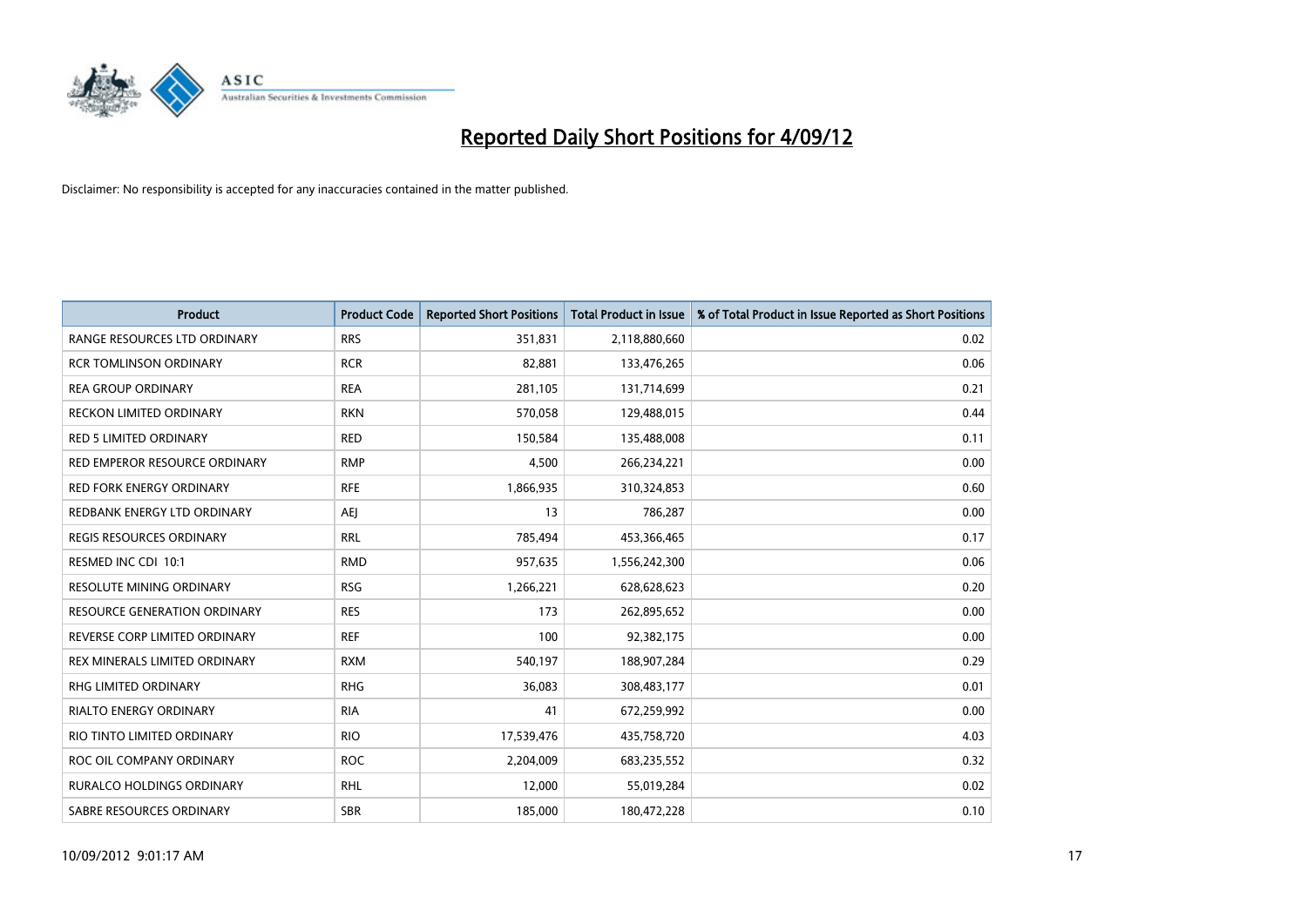# Reported Daily Short Positions for 4/09/12

Disclaimer: No responsibility is accepted for any inaccuracies contained in the matter published.

| Product | Product Code | Reported Short Positions | Total Product in Issue | % of Total Product in Issue Reported as Short Positions |
|---|---|---|---|---|
| RANGE RESOURCES LTD ORDINARY | RRS | 351,831 | 2,118,880,660 | 0.02 |
| RCR TOMLINSON ORDINARY | RCR | 82,881 | 133,476,265 | 0.06 |
| REA GROUP ORDINARY | REA | 281,105 | 131,714,699 | 0.21 |
| RECKON LIMITED ORDINARY | RKN | 570,058 | 129,488,015 | 0.44 |
| RED 5 LIMITED ORDINARY | RED | 150,584 | 135,488,008 | 0.11 |
| RED EMPEROR RESOURCE ORDINARY | RMP | 4,500 | 266,234,221 | 0.00 |
| RED FORK ENERGY ORDINARY | RFE | 1,866,935 | 310,324,853 | 0.60 |
| REDBANK ENERGY LTD ORDINARY | AEJ | 13 | 786,287 | 0.00 |
| REGIS RESOURCES ORDINARY | RRL | 785,494 | 453,366,465 | 0.17 |
| RESMED INC CDI 10:1 | RMD | 957,635 | 1,556,242,300 | 0.06 |
| RESOLUTE MINING ORDINARY | RSG | 1,266,221 | 628,628,623 | 0.20 |
| RESOURCE GENERATION ORDINARY | RES | 173 | 262,895,652 | 0.00 |
| REVERSE CORP LIMITED ORDINARY | REF | 100 | 92,382,175 | 0.00 |
| REX MINERALS LIMITED ORDINARY | RXM | 540,197 | 188,907,284 | 0.29 |
| RHG LIMITED ORDINARY | RHG | 36,083 | 308,483,177 | 0.01 |
| RIALTO ENERGY ORDINARY | RIA | 41 | 672,259,992 | 0.00 |
| RIO TINTO LIMITED ORDINARY | RIO | 17,539,476 | 435,758,720 | 4.03 |
| ROC OIL COMPANY ORDINARY | ROC | 2,204,009 | 683,235,552 | 0.32 |
| RURALCO HOLDINGS ORDINARY | RHL | 12,000 | 55,019,284 | 0.02 |
| SABRE RESOURCES ORDINARY | SBR | 185,000 | 180,472,228 | 0.10 |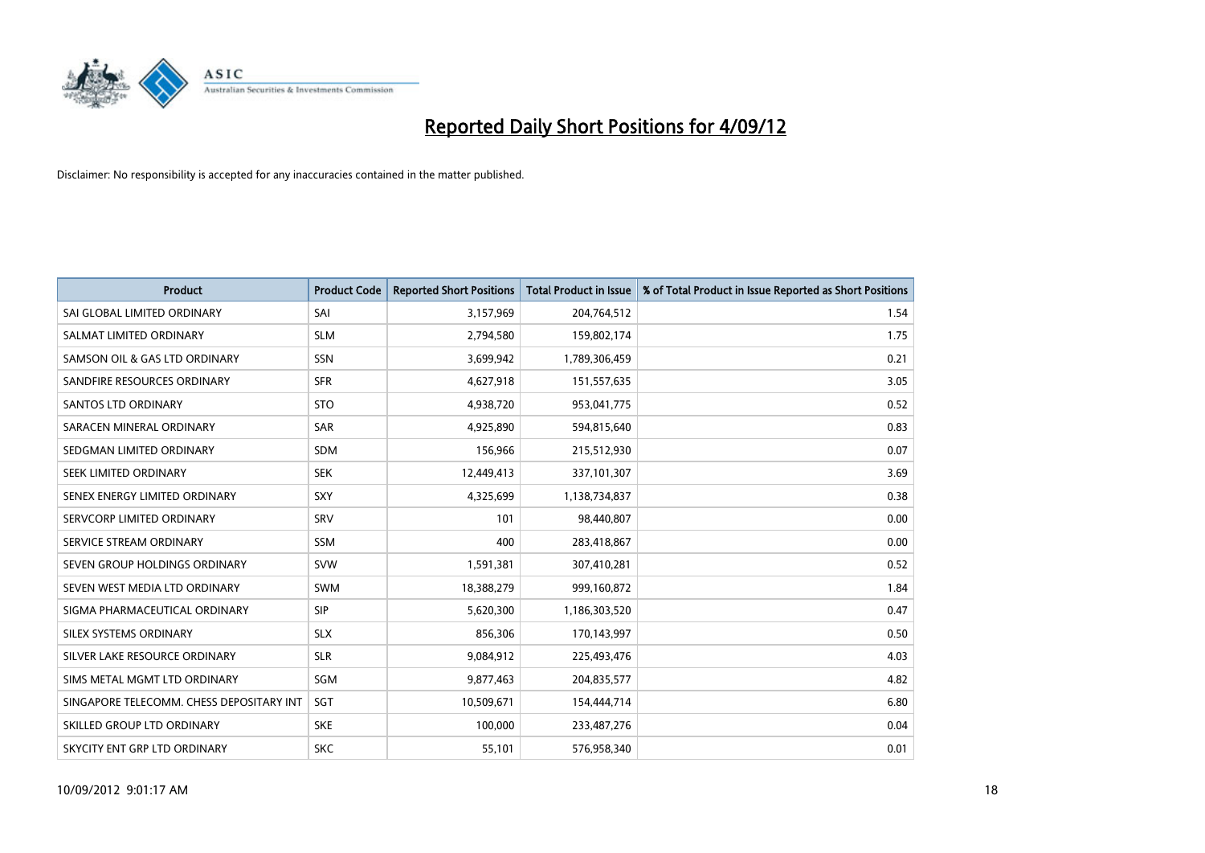# Reported Daily Short Positions for 4/09/12

Disclaimer: No responsibility is accepted for any inaccuracies contained in the matter published.

| Product | Product Code | Reported Short Positions | Total Product in Issue | % of Total Product in Issue Reported as Short Positions |
|---|---|---|---|---|
| SAI GLOBAL LIMITED ORDINARY | SAI | 3,157,969 | 204,764,512 | 1.54 |
| SALMAT LIMITED ORDINARY | SLM | 2,794,580 | 159,802,174 | 1.75 |
| SAMSON OIL & GAS LTD ORDINARY | SSN | 3,699,942 | 1,789,306,459 | 0.21 |
| SANDFIRE RESOURCES ORDINARY | SFR | 4,627,918 | 151,557,635 | 3.05 |
| SANTOS LTD ORDINARY | STO | 4,938,720 | 953,041,775 | 0.52 |
| SARACEN MINERAL ORDINARY | SAR | 4,925,890 | 594,815,640 | 0.83 |
| SEDGMAN LIMITED ORDINARY | SDM | 156,966 | 215,512,930 | 0.07 |
| SEEK LIMITED ORDINARY | SEK | 12,449,413 | 337,101,307 | 3.69 |
| SENEX ENERGY LIMITED ORDINARY | SXY | 4,325,699 | 1,138,734,837 | 0.38 |
| SERVCORP LIMITED ORDINARY | SRV | 101 | 98,440,807 | 0.00 |
| SERVICE STREAM ORDINARY | SSM | 400 | 283,418,867 | 0.00 |
| SEVEN GROUP HOLDINGS ORDINARY | SVW | 1,591,381 | 307,410,281 | 0.52 |
| SEVEN WEST MEDIA LTD ORDINARY | SWM | 18,388,279 | 999,160,872 | 1.84 |
| SIGMA PHARMACEUTICAL ORDINARY | SIP | 5,620,300 | 1,186,303,520 | 0.47 |
| SILEX SYSTEMS ORDINARY | SLX | 856,306 | 170,143,997 | 0.50 |
| SILVER LAKE RESOURCE ORDINARY | SLR | 9,084,912 | 225,493,476 | 4.03 |
| SIMS METAL MGMT LTD ORDINARY | SGM | 9,877,463 | 204,835,577 | 4.82 |
| SINGAPORE TELECOMM. CHESS DEPOSITARY INT | SGT | 10,509,671 | 154,444,714 | 6.80 |
| SKILLED GROUP LTD ORDINARY | SKE | 100,000 | 233,487,276 | 0.04 |
| SKYCITY ENT GRP LTD ORDINARY | SKC | 55,101 | 576,958,340 | 0.01 |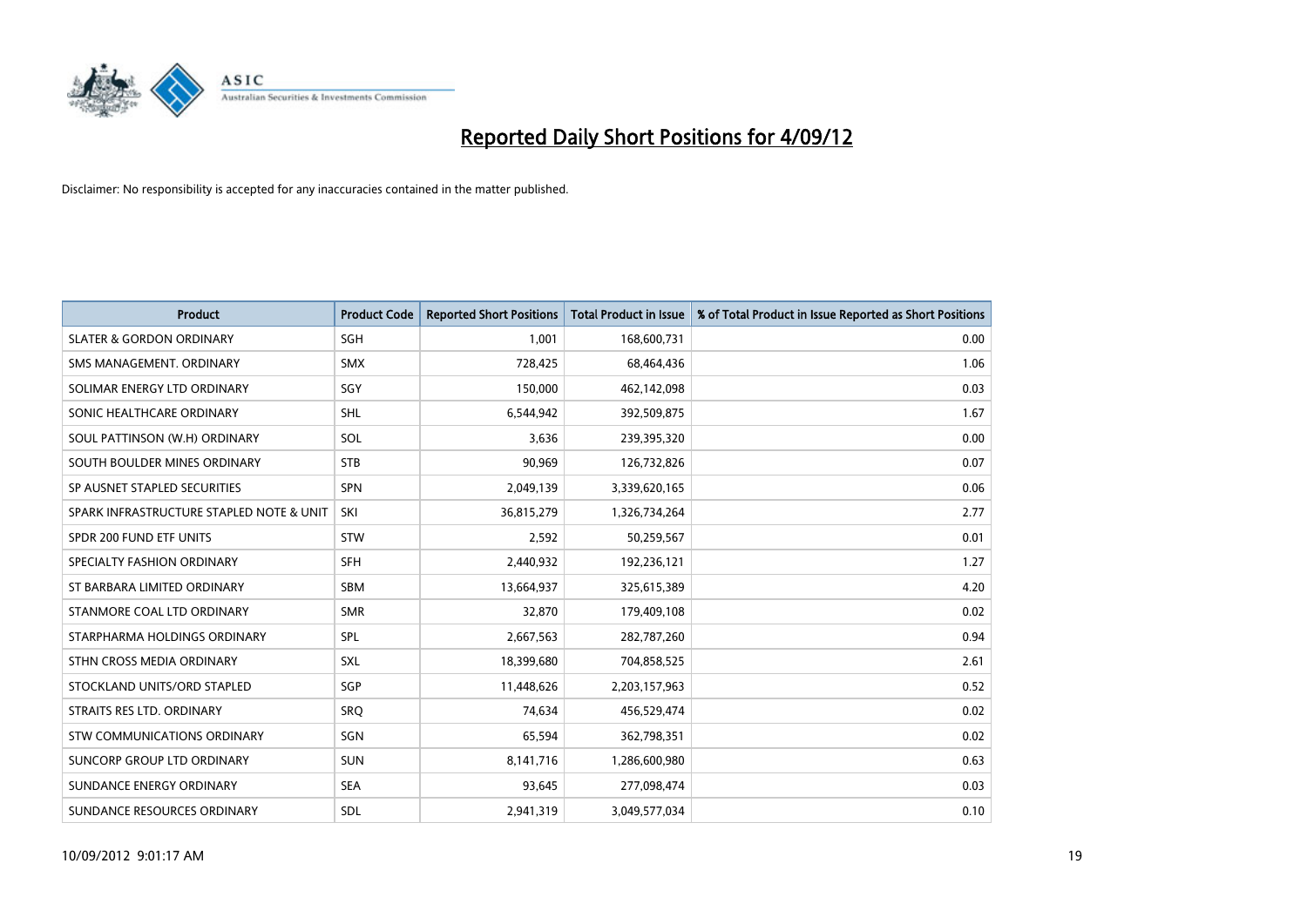# Reported Daily Short Positions for 4/09/12

Disclaimer: No responsibility is accepted for any inaccuracies contained in the matter published.

| Product | Product Code | Reported Short Positions | Total Product in Issue | % of Total Product in Issue Reported as Short Positions |
|---|---|---|---|---|
| SLATER & GORDON ORDINARY | SGH | 1,001 | 168,600,731 | 0.00 |
| SMS MANAGEMENT. ORDINARY | SMX | 728,425 | 68,464,436 | 1.06 |
| SOLIMAR ENERGY LTD ORDINARY | SGY | 150,000 | 462,142,098 | 0.03 |
| SONIC HEALTHCARE ORDINARY | SHL | 6,544,942 | 392,509,875 | 1.67 |
| SOUL PATTINSON (W.H) ORDINARY | SOL | 3,636 | 239,395,320 | 0.00 |
| SOUTH BOULDER MINES ORDINARY | STB | 90,969 | 126,732,826 | 0.07 |
| SP AUSNET STAPLED SECURITIES | SPN | 2,049,139 | 3,339,620,165 | 0.06 |
| SPARK INFRASTRUCTURE STAPLED NOTE & UNIT | SKI | 36,815,279 | 1,326,734,264 | 2.77 |
| SPDR 200 FUND ETF UNITS | STW | 2,592 | 50,259,567 | 0.01 |
| SPECIALTY FASHION ORDINARY | SFH | 2,440,932 | 192,236,121 | 1.27 |
| ST BARBARA LIMITED ORDINARY | SBM | 13,664,937 | 325,615,389 | 4.20 |
| STANMORE COAL LTD ORDINARY | SMR | 32,870 | 179,409,108 | 0.02 |
| STARPHARMA HOLDINGS ORDINARY | SPL | 2,667,563 | 282,787,260 | 0.94 |
| STHN CROSS MEDIA ORDINARY | SXL | 18,399,680 | 704,858,525 | 2.61 |
| STOCKLAND UNITS/ORD STAPLED | SGP | 11,448,626 | 2,203,157,963 | 0.52 |
| STRAITS RES LTD. ORDINARY | SRQ | 74,634 | 456,529,474 | 0.02 |
| STW COMMUNICATIONS ORDINARY | SGN | 65,594 | 362,798,351 | 0.02 |
| SUNCORP GROUP LTD ORDINARY | SUN | 8,141,716 | 1,286,600,980 | 0.63 |
| SUNDANCE ENERGY ORDINARY | SEA | 93,645 | 277,098,474 | 0.03 |
| SUNDANCE RESOURCES ORDINARY | SDL | 2,941,319 | 3,049,577,034 | 0.10 |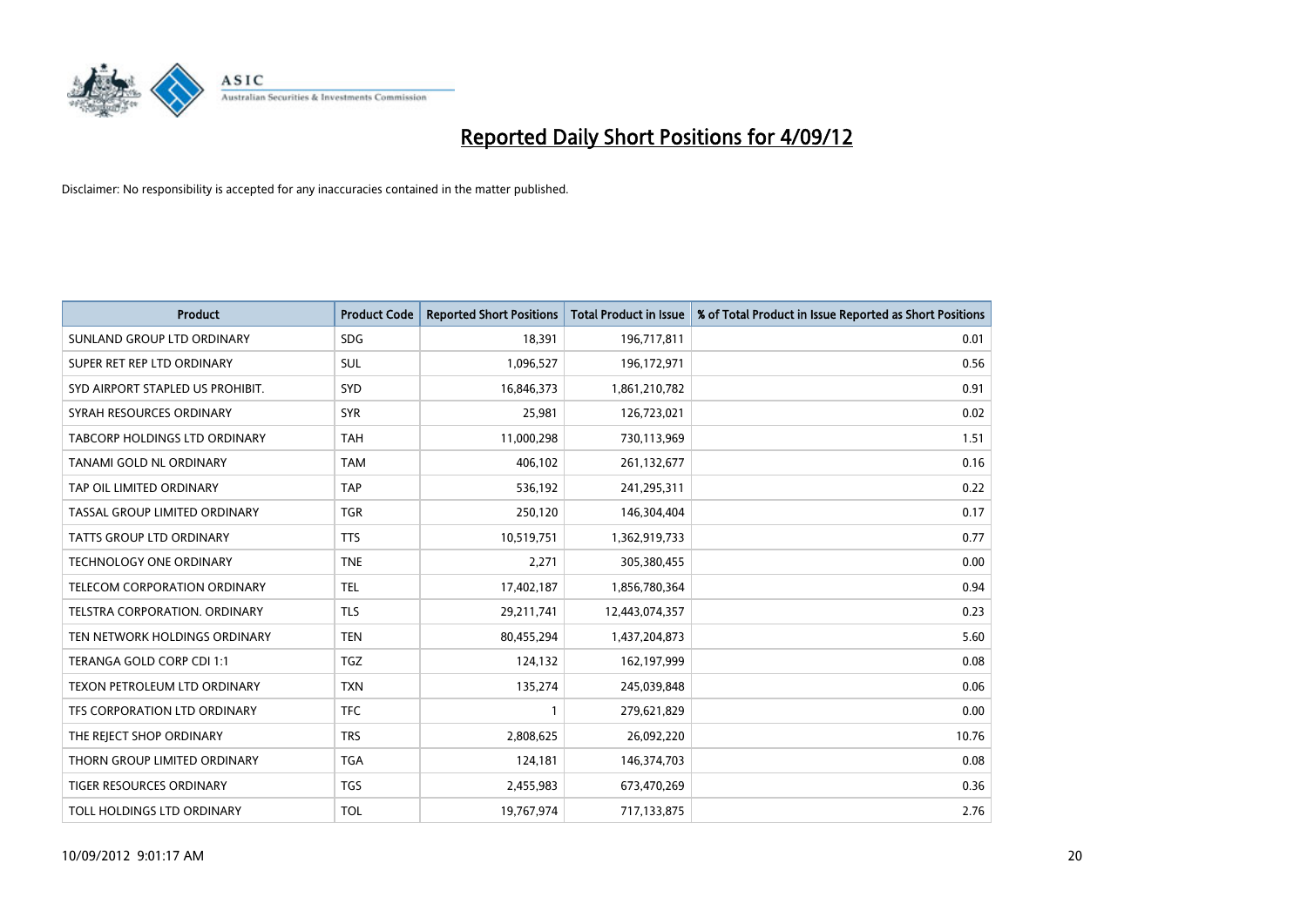# Reported Daily Short Positions for 4/09/12

Disclaimer: No responsibility is accepted for any inaccuracies contained in the matter published.

| Product | Product Code | Reported Short Positions | Total Product in Issue | % of Total Product in Issue Reported as Short Positions |
|---|---|---|---|---|
| SUNLAND GROUP LTD ORDINARY | SDG | 18,391 | 196,717,811 | 0.01 |
| SUPER RET REP LTD ORDINARY | SUL | 1,096,527 | 196,172,971 | 0.56 |
| SYD AIRPORT STAPLED US PROHIBIT. | SYD | 16,846,373 | 1,861,210,782 | 0.91 |
| SYRAH RESOURCES ORDINARY | SYR | 25,981 | 126,723,021 | 0.02 |
| TABCORP HOLDINGS LTD ORDINARY | TAH | 11,000,298 | 730,113,969 | 1.51 |
| TANAMI GOLD NL ORDINARY | TAM | 406,102 | 261,132,677 | 0.16 |
| TAP OIL LIMITED ORDINARY | TAP | 536,192 | 241,295,311 | 0.22 |
| TASSAL GROUP LIMITED ORDINARY | TGR | 250,120 | 146,304,404 | 0.17 |
| TATTS GROUP LTD ORDINARY | TTS | 10,519,751 | 1,362,919,733 | 0.77 |
| TECHNOLOGY ONE ORDINARY | TNE | 2,271 | 305,380,455 | 0.00 |
| TELECOM CORPORATION ORDINARY | TEL | 17,402,187 | 1,856,780,364 | 0.94 |
| TELSTRA CORPORATION. ORDINARY | TLS | 29,211,741 | 12,443,074,357 | 0.23 |
| TEN NETWORK HOLDINGS ORDINARY | TEN | 80,455,294 | 1,437,204,873 | 5.60 |
| TERANGA GOLD CORP CDI 1:1 | TGZ | 124,132 | 162,197,999 | 0.08 |
| TEXON PETROLEUM LTD ORDINARY | TXN | 135,274 | 245,039,848 | 0.06 |
| TFS CORPORATION LTD ORDINARY | TFC | 1 | 279,621,829 | 0.00 |
| THE REJECT SHOP ORDINARY | TRS | 2,808,625 | 26,092,220 | 10.76 |
| THORN GROUP LIMITED ORDINARY | TGA | 124,181 | 146,374,703 | 0.08 |
| TIGER RESOURCES ORDINARY | TGS | 2,455,983 | 673,470,269 | 0.36 |
| TOLL HOLDINGS LTD ORDINARY | TOL | 19,767,974 | 717,133,875 | 2.76 |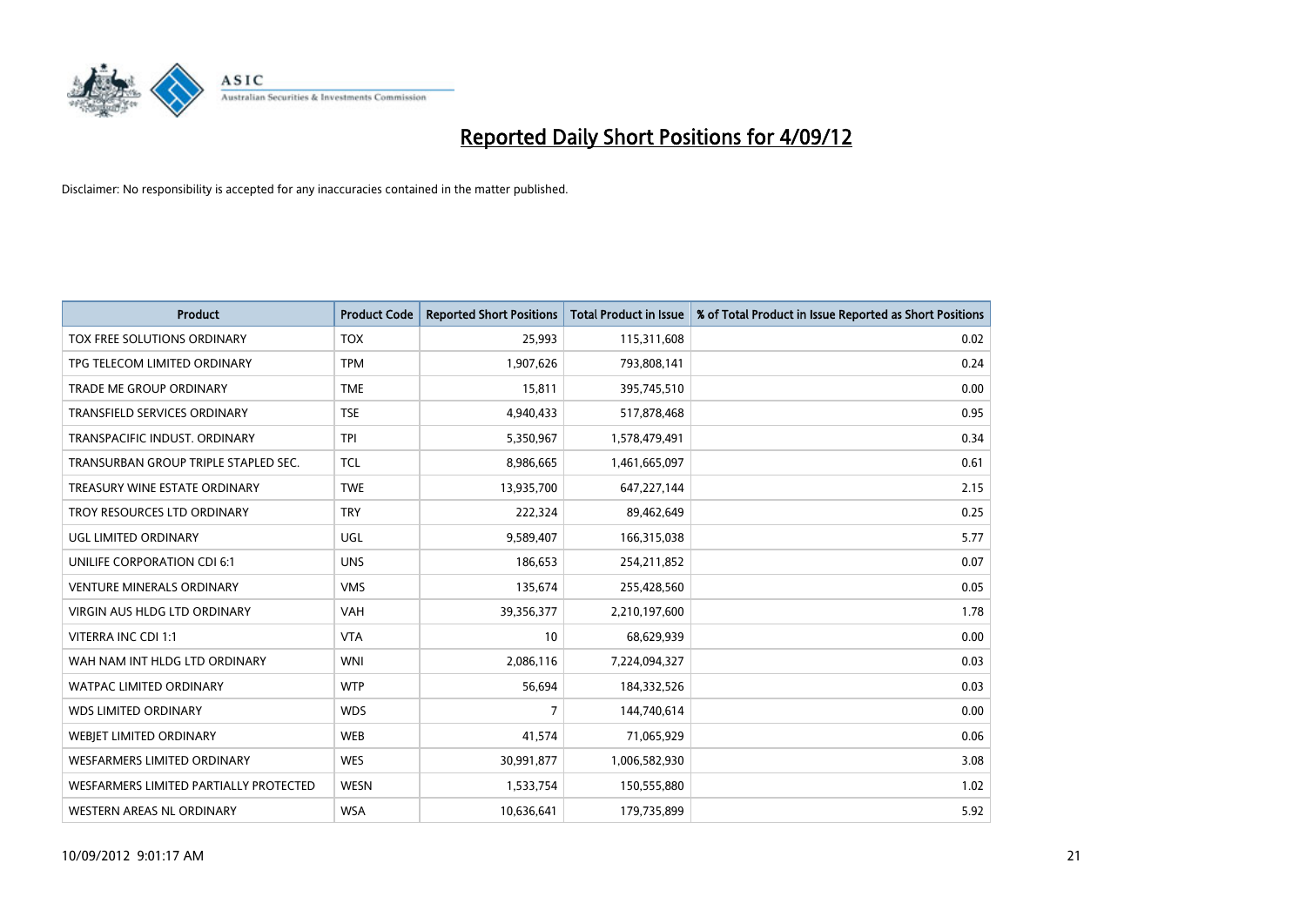# Reported Daily Short Positions for 4/09/12

Disclaimer: No responsibility is accepted for any inaccuracies contained in the matter published.

| Product | Product Code | Reported Short Positions | Total Product in Issue | % of Total Product in Issue Reported as Short Positions |
|---|---|---|---|---|
| TOX FREE SOLUTIONS ORDINARY | TOX | 25,993 | 115,311,608 | 0.02 |
| TPG TELECOM LIMITED ORDINARY | TPM | 1,907,626 | 793,808,141 | 0.24 |
| TRADE ME GROUP ORDINARY | TME | 15,811 | 395,745,510 | 0.00 |
| TRANSFIELD SERVICES ORDINARY | TSE | 4,940,433 | 517,878,468 | 0.95 |
| TRANSPACIFIC INDUST. ORDINARY | TPI | 5,350,967 | 1,578,479,491 | 0.34 |
| TRANSURBAN GROUP TRIPLE STAPLED SEC. | TCL | 8,986,665 | 1,461,665,097 | 0.61 |
| TREASURY WINE ESTATE ORDINARY | TWE | 13,935,700 | 647,227,144 | 2.15 |
| TROY RESOURCES LTD ORDINARY | TRY | 222,324 | 89,462,649 | 0.25 |
| UGL LIMITED ORDINARY | UGL | 9,589,407 | 166,315,038 | 5.77 |
| UNILIFE CORPORATION CDI 6:1 | UNS | 186,653 | 254,211,852 | 0.07 |
| VENTURE MINERALS ORDINARY | VMS | 135,674 | 255,428,560 | 0.05 |
| VIRGIN AUS HLDG LTD ORDINARY | VAH | 39,356,377 | 2,210,197,600 | 1.78 |
| VITERRA INC CDI 1:1 | VTA | 10 | 68,629,939 | 0.00 |
| WAH NAM INT HLDG LTD ORDINARY | WNI | 2,086,116 | 7,224,094,327 | 0.03 |
| WATPAC LIMITED ORDINARY | WTP | 56,694 | 184,332,526 | 0.03 |
| WDS LIMITED ORDINARY | WDS | 7 | 144,740,614 | 0.00 |
| WEBJET LIMITED ORDINARY | WEB | 41,574 | 71,065,929 | 0.06 |
| WESFARMERS LIMITED ORDINARY | WES | 30,991,877 | 1,006,582,930 | 3.08 |
| WESFARMERS LIMITED PARTIALLY PROTECTED | WESN | 1,533,754 | 150,555,880 | 1.02 |
| WESTERN AREAS NL ORDINARY | WSA | 10,636,641 | 179,735,899 | 5.92 |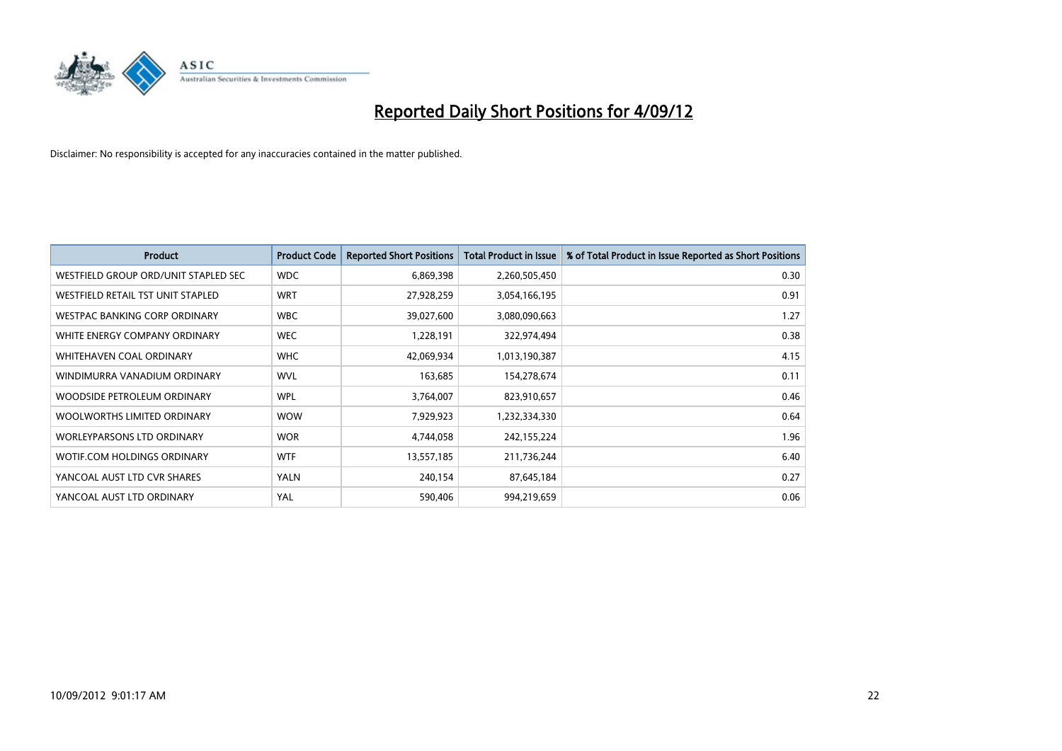# Reported Daily Short Positions for 4/09/12

Disclaimer: No responsibility is accepted for any inaccuracies contained in the matter published.

| Product | Product Code | Reported Short Positions | Total Product in Issue | % of Total Product in Issue Reported as Short Positions |
|---|---|---|---|---|
| WESTFIELD GROUP ORD/UNIT STAPLED SEC | WDC | 6,869,398 | 2,260,505,450 | 0.30 |
| WESTFIELD RETAIL TST UNIT STAPLED | WRT | 27,928,259 | 3,054,166,195 | 0.91 |
| WESTPAC BANKING CORP ORDINARY | WBC | 39,027,600 | 3,080,090,663 | 1.27 |
| WHITE ENERGY COMPANY ORDINARY | WEC | 1,228,191 | 322,974,494 | 0.38 |
| WHITEHAVEN COAL ORDINARY | WHC | 42,069,934 | 1,013,190,387 | 4.15 |
| WINDIMURRA VANADIUM ORDINARY | WVL | 163,685 | 154,278,674 | 0.11 |
| WOODSIDE PETROLEUM ORDINARY | WPL | 3,764,007 | 823,910,657 | 0.46 |
| WOOLWORTHS LIMITED ORDINARY | WOW | 7,929,923 | 1,232,334,330 | 0.64 |
| WORLEYPARSONS LTD ORDINARY | WOR | 4,744,058 | 242,155,224 | 1.96 |
| WOTIF.COM HOLDINGS ORDINARY | WTF | 13,557,185 | 211,736,244 | 6.40 |
| YANCOAL AUST LTD CVR SHARES | YALN | 240,154 | 87,645,184 | 0.27 |
| YANCOAL AUST LTD ORDINARY | YAL | 590,406 | 994,219,659 | 0.06 |